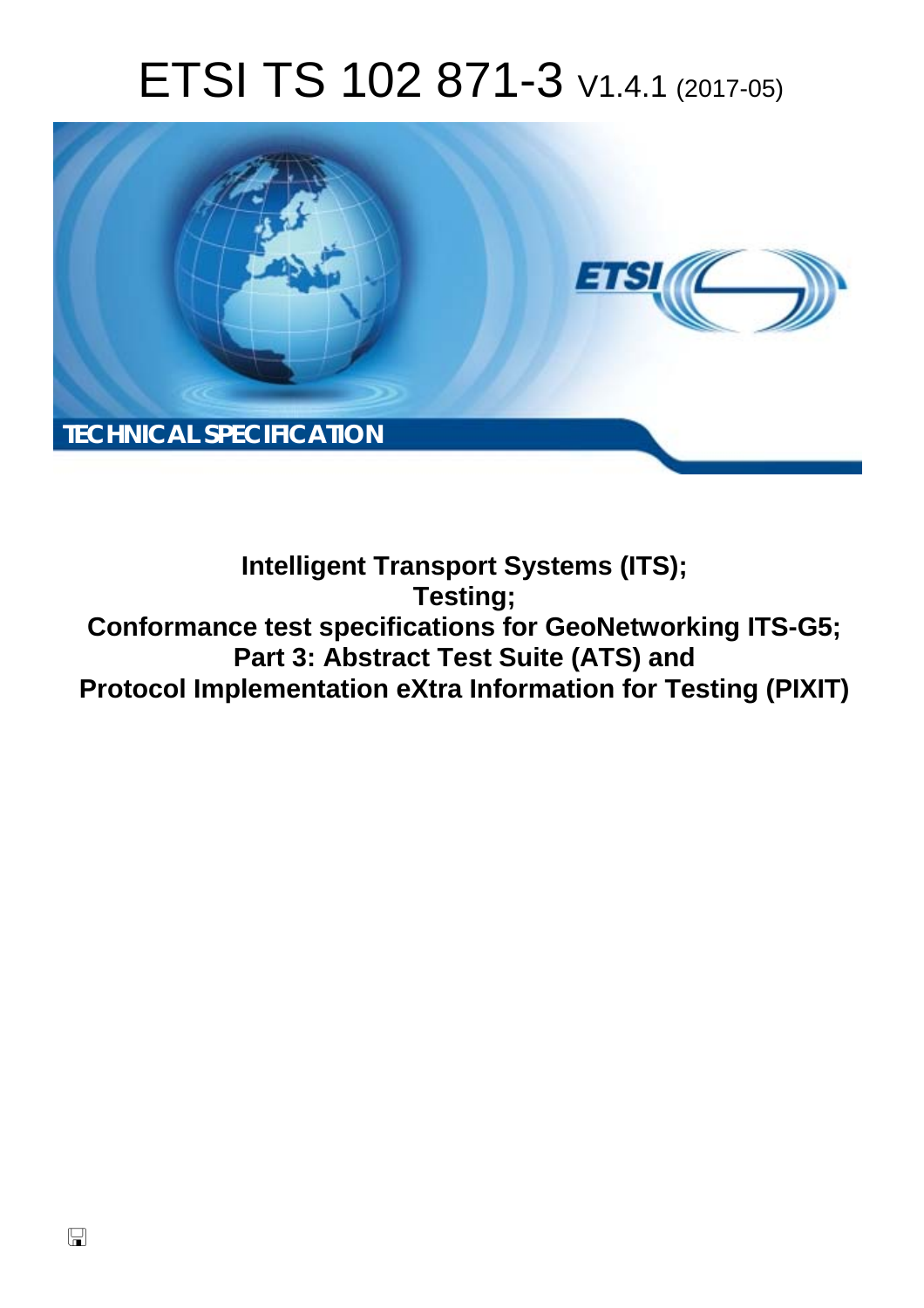# ETSI TS 102 871-3 V1.4.1 (2017-05)

TECHNICAL SPECIFICATION

**Intelligent Transport Systems (ITS); Testing; Conformance test specifications for GeoNetworking ITS-G5; Part 3: Abstract Test Suite (ATS) and Protocol Implementation eXtra Information for Testing (PIXIT)**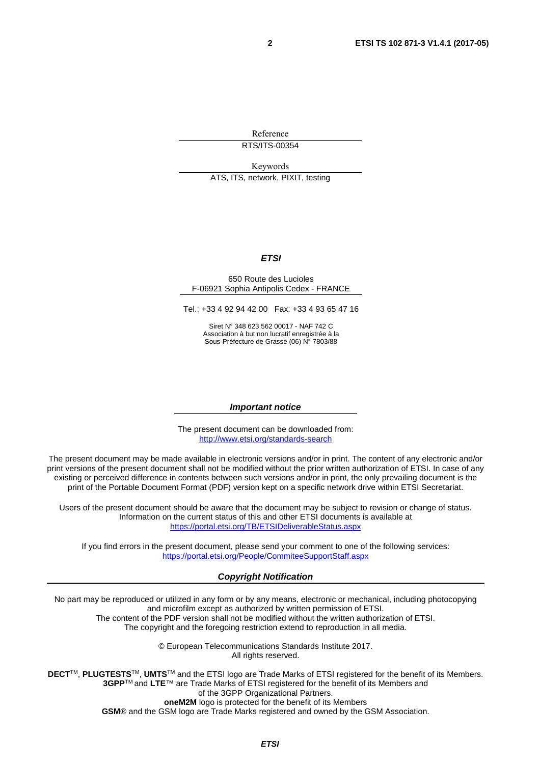Reference

RTS/ITS-00354

Keywords

ATS, ITS, network, PIXIT, testing

***ETSI***

650 Route des Lucioles
F-06921 Sophia Antipolis Cedex - FRANCE

Tel.: +33 4 92 94 42 00   Fax: +33 4 93 65 47 16

Siret N° 348 623 562 00017 - NAF 742 C
Association à but non lucratif enregistrée à la
Sous-Préfecture de Grasse (06) N° 7803/88

***Important notice***

The present document can be downloaded from:
http://www.etsi.org/standards-search

The present document may be made available in electronic versions and/or in print. The content of any electronic and/or print versions of the present document shall not be modified without the prior written authorization of ETSI. In case of any existing or perceived difference in contents between such versions and/or in print, the only prevailing document is the print of the Portable Document Format (PDF) version kept on a specific network drive within ETSI Secretariat.

Users of the present document should be aware that the document may be subject to revision or change of status. Information on the current status of this and other ETSI documents is available at
https://portal.etsi.org/TB/ETSIDeliverableStatus.aspx

If you find errors in the present document, please send your comment to one of the following services:
https://portal.etsi.org/People/CommiteeSupportStaff.aspx

***Copyright Notification***

No part may be reproduced or utilized in any form or by any means, electronic or mechanical, including photocopying and microfilm except as authorized by written permission of ETSI.
The content of the PDF version shall not be modified without the written authorization of ETSI.
The copyright and the foregoing restriction extend to reproduction in all media.

© European Telecommunications Standards Institute 2017.
All rights reserved.

**DECT**™, **PLUGTESTS**™, **UMTS**™ and the ETSI logo are Trade Marks of ETSI registered for the benefit of its Members.
**3GPP**™ and **LTE**™ are Trade Marks of ETSI registered for the benefit of its Members and
of the 3GPP Organizational Partners.
**oneM2M** logo is protected for the benefit of its Members
**GSM**® and the GSM logo are Trade Marks registered and owned by the GSM Association.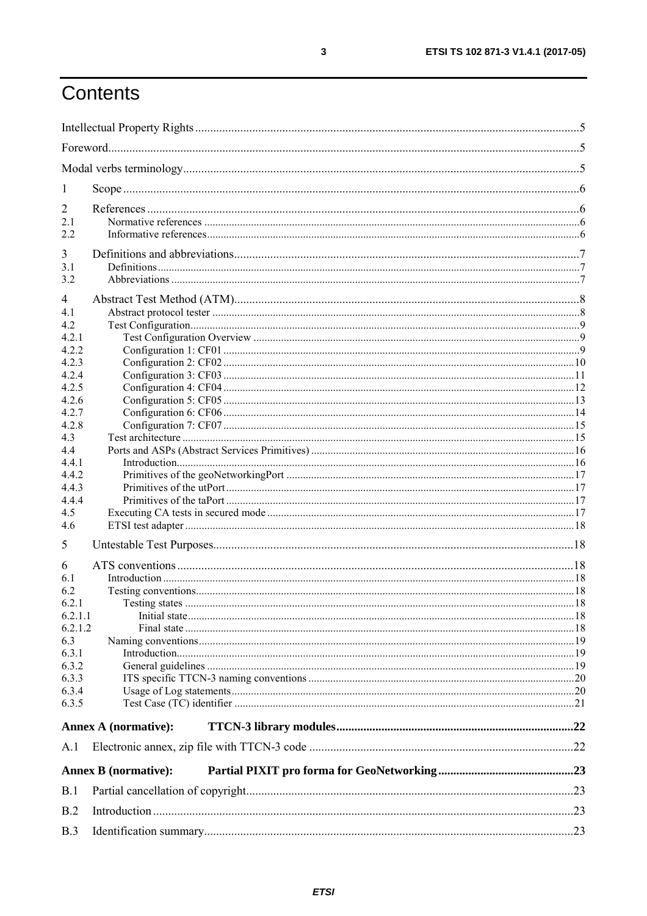# Contents

Intellectual Property Rights ........................................................................................................................... 5

Foreword ......................................................................................................................................................... 5

Modal verbs terminology ................................................................................................................................. 5

1 Scope ........................................................................................................................................................ 6

2 References ................................................................................................................................................ 6

2.1 Normative references ............................................................................................................................. 6

2.2 Informative references ........................................................................................................................... 6

3 Definitions and abbreviations ................................................................................................................... 7

3.1 Definitions .............................................................................................................................................. 7

3.2 Abbreviations ......................................................................................................................................... 7

4 Abstract Test Method (ATM) ................................................................................................................... 8

4.1 Abstract protocol tester .......................................................................................................................... 8

4.2 Test Configuration .................................................................................................................................. 9

4.2.1 Test Configuration Overview ............................................................................................................. 9

4.2.2 Configuration 1: CF01 ........................................................................................................................ 9

4.2.3 Configuration 2: CF02 ...................................................................................................................... 10

4.2.4 Configuration 3: CF03 ...................................................................................................................... 11

4.2.5 Configuration 4: CF04 ...................................................................................................................... 12

4.2.6 Configuration 5: CF05 ...................................................................................................................... 13

4.2.7 Configuration 6: CF06 ...................................................................................................................... 14

4.2.8 Configuration 7: CF07 ...................................................................................................................... 15

4.3 Test architecture ................................................................................................................................... 15

4.4 Ports and ASPs (Abstract Services Primitives) ..................................................................................... 16

4.4.1 Introduction ...................................................................................................................................... 16

4.4.2 Primitives of the geoNetworkingPort ............................................................................................... 17

4.4.3 Primitives of the utPort ..................................................................................................................... 17

4.4.4 Primitives of the taPort ..................................................................................................................... 17

4.5 Executing CA tests in secured mode ..................................................................................................... 17

4.6 ETSI test adapter ................................................................................................................................... 18

5 Untestable Test Purposes ......................................................................................................................... 18

6 ATS conventions ...................................................................................................................................... 18

6.1 Introduction ........................................................................................................................................... 18

6.2 Testing conventions ............................................................................................................................... 18

6.2.1 Testing states .................................................................................................................................... 18

6.2.1.1 Initial state .................................................................................................................................. 18

6.2.1.2 Final state ................................................................................................................................... 18

6.3 Naming conventions .............................................................................................................................. 19

6.3.1 Introduction ...................................................................................................................................... 19

6.3.2 General guidelines ............................................................................................................................ 19

6.3.3 ITS specific TTCN-3 naming conventions ....................................................................................... 20

6.3.4 Usage of Log statements ................................................................................................................... 20

6.3.5 Test Case (TC) identifier .................................................................................................................. 21

**Annex A (normative): TTCN-3 library modules ........................................................................................ 22**

A.1 Electronic annex, zip file with TTCN-3 code ......................................................................................... 22

**Annex B (normative): Partial PIXIT pro forma for GeoNetworking ........................................................ 23**

B.1 Partial cancellation of copyright ............................................................................................................ 23

B.2 Introduction ........................................................................................................................................... 23

B.3 Identification summary .......................................................................................................................... 23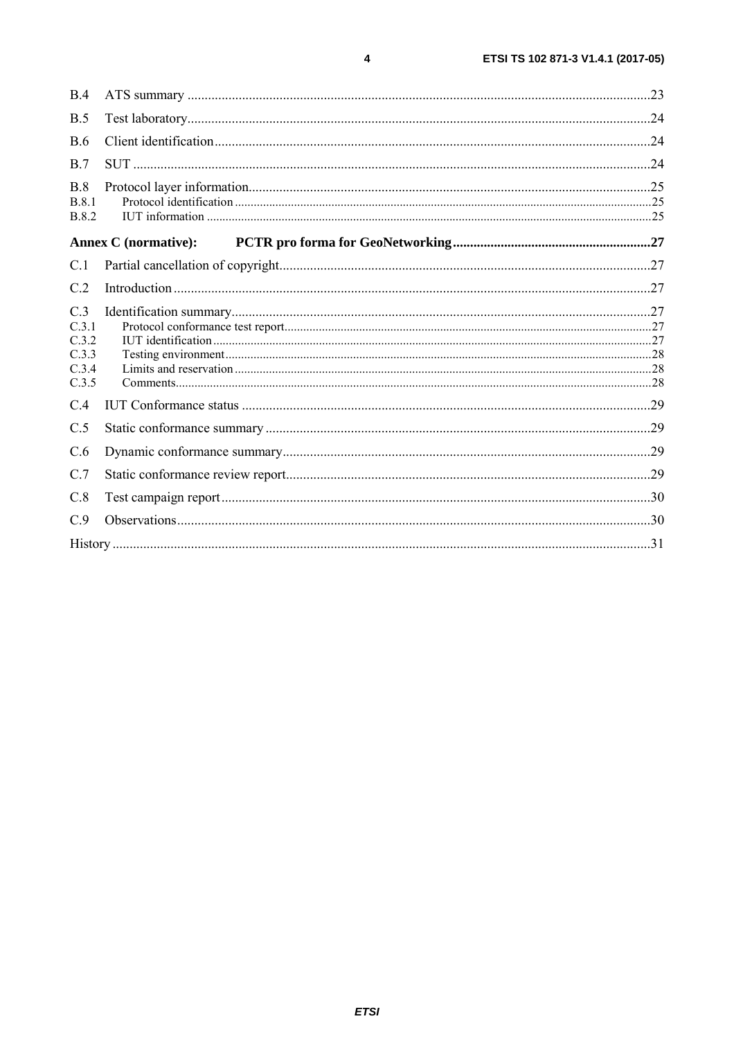B.4 ATS summary ....................................................................................................................................23

B.5 Test laboratory....................................................................................................................................24

B.6 Client identification............................................................................................................................24

B.7 SUT ....................................................................................................................................................24

B.8 Protocol layer information..................................................................................................................25
B.8.1 Protocol identification ....................................................................................................................25
B.8.2 IUT information ............................................................................................................................25

**Annex C (normative): PCTR pro forma for GeoNetworking.........................................................27**

C.1 Partial cancellation of copyright..........................................................................................................27

C.2 Introduction ........................................................................................................................................27

C.3 Identification summary........................................................................................................................27
C.3.1 Protocol conformance test report....................................................................................................27
C.3.2 IUT identification ..........................................................................................................................27
C.3.3 Testing environment.......................................................................................................................28
C.3.4 Limits and reservation ....................................................................................................................28
C.3.5 Comments.......................................................................................................................................28

C.4 IUT Conformance status .....................................................................................................................29

C.5 Static conformance summary ..............................................................................................................29

C.6 Dynamic conformance summary.........................................................................................................29

C.7 Static conformance review report.........................................................................................................29

C.8 Test campaign report ...........................................................................................................................30

C.9 Observations.......................................................................................................................................30

History ..........................................................................................................................................................31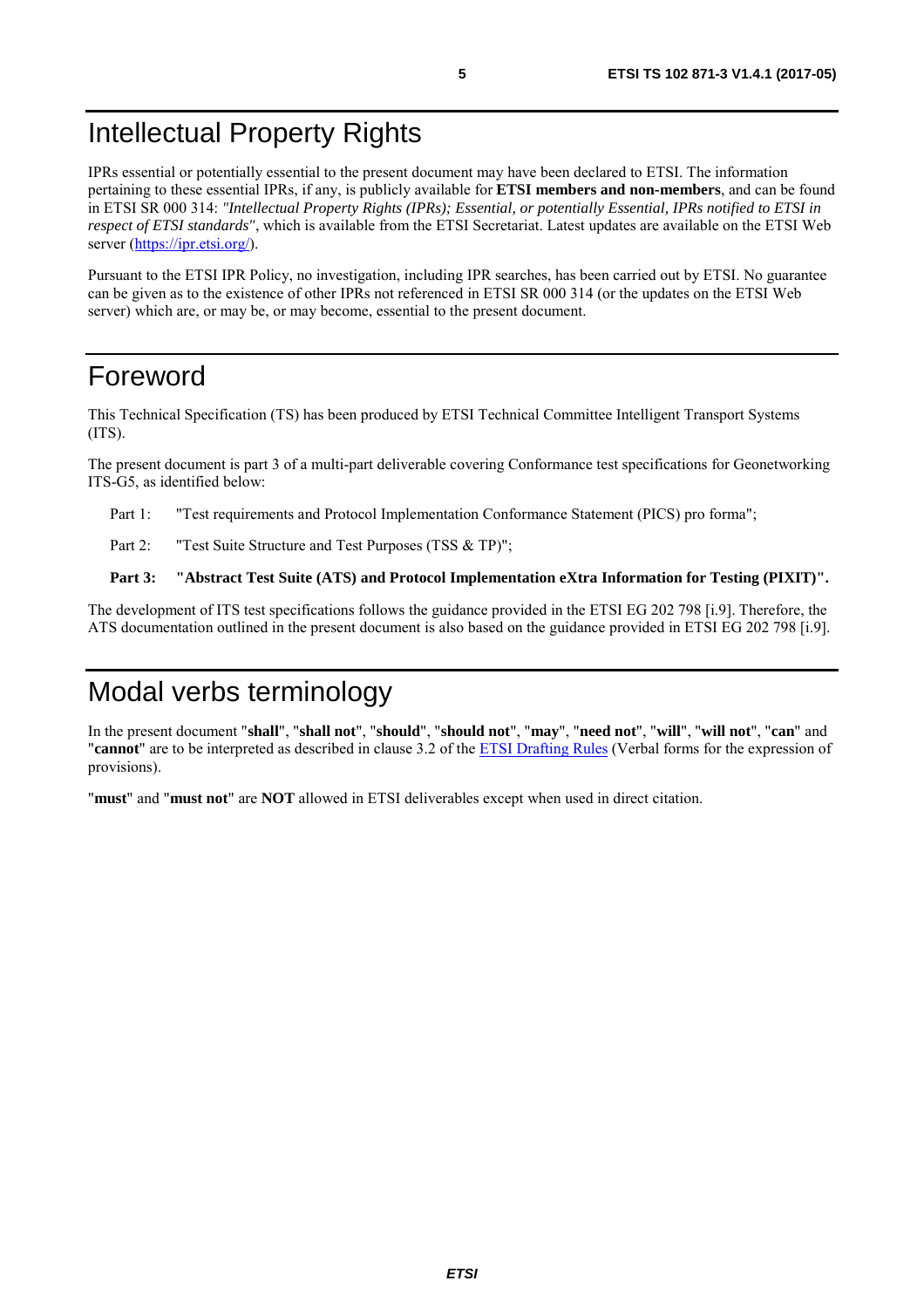# Intellectual Property Rights

IPRs essential or potentially essential to the present document may have been declared to ETSI. The information pertaining to these essential IPRs, if any, is publicly available for **ETSI members and non-members**, and can be found in ETSI SR 000 314: *"Intellectual Property Rights (IPRs); Essential, or potentially Essential, IPRs notified to ETSI in respect of ETSI standards"*, which is available from the ETSI Secretariat. Latest updates are available on the ETSI Web server (https://ipr.etsi.org/).

Pursuant to the ETSI IPR Policy, no investigation, including IPR searches, has been carried out by ETSI. No guarantee can be given as to the existence of other IPRs not referenced in ETSI SR 000 314 (or the updates on the ETSI Web server) which are, or may be, or may become, essential to the present document.

# Foreword

This Technical Specification (TS) has been produced by ETSI Technical Committee Intelligent Transport Systems (ITS).

The present document is part 3 of a multi-part deliverable covering Conformance test specifications for Geonetworking ITS-G5, as identified below:

Part 1: "Test requirements and Protocol Implementation Conformance Statement (PICS) pro forma";

Part 2: "Test Suite Structure and Test Purposes (TSS & TP)";

**Part 3: "Abstract Test Suite (ATS) and Protocol Implementation eXtra Information for Testing (PIXIT)".**

The development of ITS test specifications follows the guidance provided in the ETSI EG 202 798 [i.9]. Therefore, the ATS documentation outlined in the present document is also based on the guidance provided in ETSI EG 202 798 [i.9].

# Modal verbs terminology

In the present document "**shall**", "**shall not**", "**should**", "**should not**", "**may**", "**need not**", "**will**", "**will not**", "**can**" and "**cannot**" are to be interpreted as described in clause 3.2 of the ETSI Drafting Rules (Verbal forms for the expression of provisions).

"**must**" and "**must not**" are **NOT** allowed in ETSI deliverables except when used in direct citation.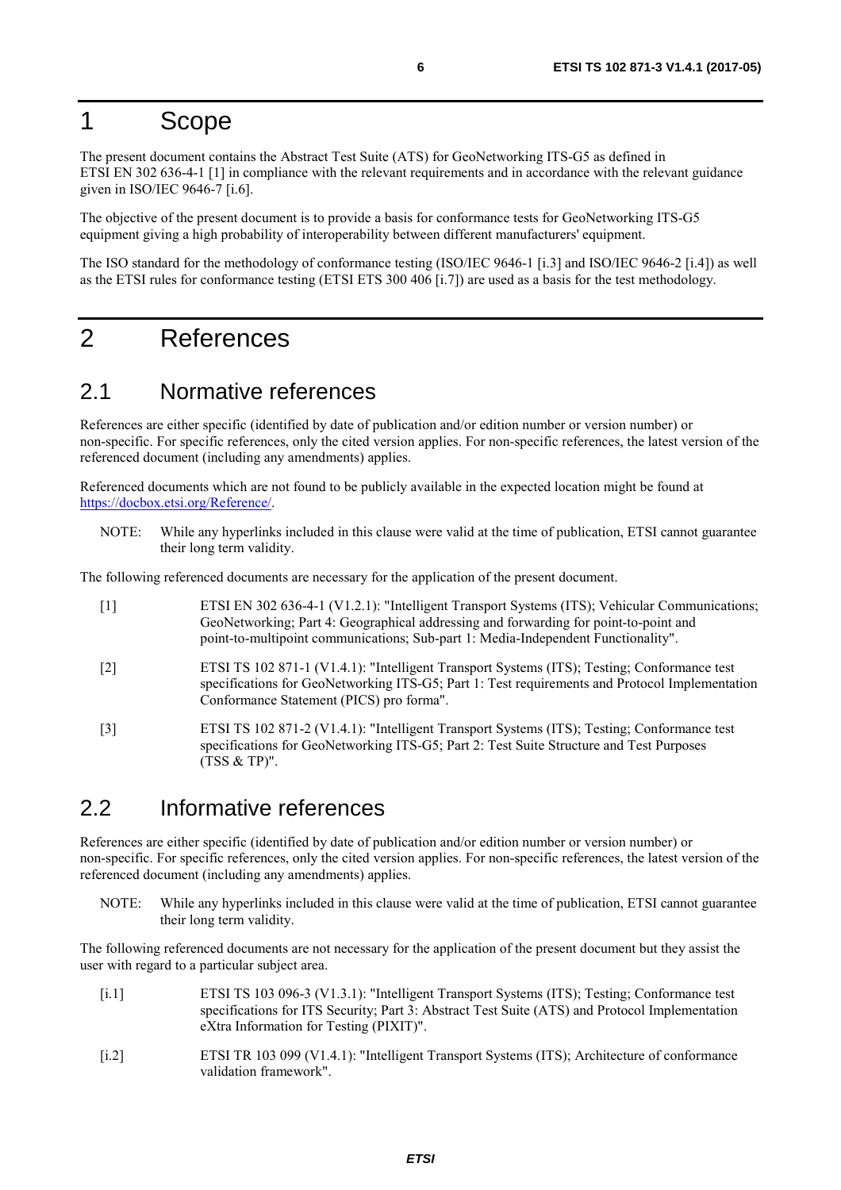# 1 Scope

The present document contains the Abstract Test Suite (ATS) for GeoNetworking ITS-G5 as defined in ETSI EN 302 636-4-1 [1] in compliance with the relevant requirements and in accordance with the relevant guidance given in ISO/IEC 9646-7 [i.6].

The objective of the present document is to provide a basis for conformance tests for GeoNetworking ITS-G5 equipment giving a high probability of interoperability between different manufacturers' equipment.

The ISO standard for the methodology of conformance testing (ISO/IEC 9646-1 [i.3] and ISO/IEC 9646-2 [i.4]) as well as the ETSI rules for conformance testing (ETSI ETS 300 406 [i.7]) are used as a basis for the test methodology.

# 2 References

## 2.1 Normative references

References are either specific (identified by date of publication and/or edition number or version number) or non-specific. For specific references, only the cited version applies. For non-specific references, the latest version of the referenced document (including any amendments) applies.

Referenced documents which are not found to be publicly available in the expected location might be found at https://docbox.etsi.org/Reference/.

NOTE: While any hyperlinks included in this clause were valid at the time of publication, ETSI cannot guarantee their long term validity.

The following referenced documents are necessary for the application of the present document.

[1] ETSI EN 302 636-4-1 (V1.2.1): "Intelligent Transport Systems (ITS); Vehicular Communications; GeoNetworking; Part 4: Geographical addressing and forwarding for point-to-point and point-to-multipoint communications; Sub-part 1: Media-Independent Functionality".

[2] ETSI TS 102 871-1 (V1.4.1): "Intelligent Transport Systems (ITS); Testing; Conformance test specifications for GeoNetworking ITS-G5; Part 1: Test requirements and Protocol Implementation Conformance Statement (PICS) pro forma".

[3] ETSI TS 102 871-2 (V1.4.1): "Intelligent Transport Systems (ITS); Testing; Conformance test specifications for GeoNetworking ITS-G5; Part 2: Test Suite Structure and Test Purposes (TSS & TP)".

## 2.2 Informative references

References are either specific (identified by date of publication and/or edition number or version number) or non-specific. For specific references, only the cited version applies. For non-specific references, the latest version of the referenced document (including any amendments) applies.

NOTE: While any hyperlinks included in this clause were valid at the time of publication, ETSI cannot guarantee their long term validity.

The following referenced documents are not necessary for the application of the present document but they assist the user with regard to a particular subject area.

[i.1] ETSI TS 103 096-3 (V1.3.1): "Intelligent Transport Systems (ITS); Testing; Conformance test specifications for ITS Security; Part 3: Abstract Test Suite (ATS) and Protocol Implementation eXtra Information for Testing (PIXIT)".

[i.2] ETSI TR 103 099 (V1.4.1): "Intelligent Transport Systems (ITS); Architecture of conformance validation framework".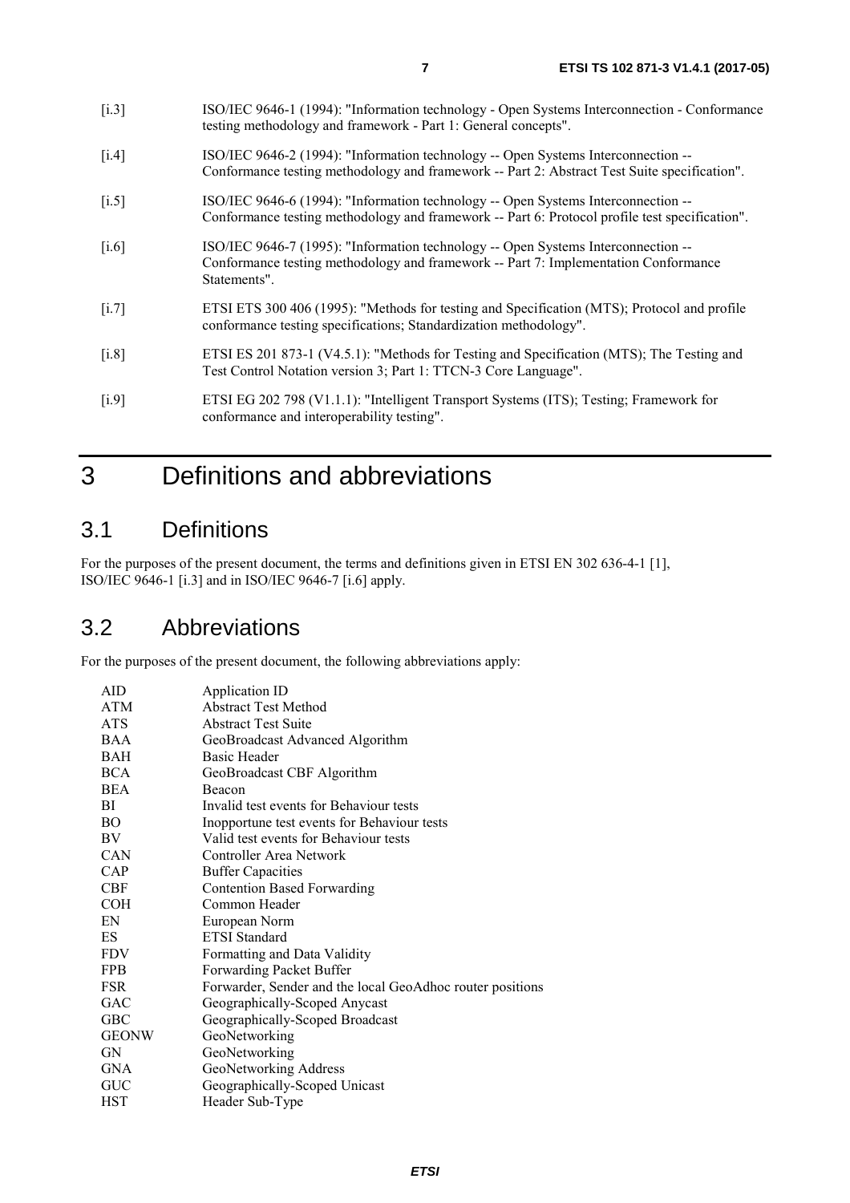[i.3] ISO/IEC 9646-1 (1994): "Information technology - Open Systems Interconnection - Conformance testing methodology and framework - Part 1: General concepts".

[i.4] ISO/IEC 9646-2 (1994): "Information technology -- Open Systems Interconnection -- Conformance testing methodology and framework -- Part 2: Abstract Test Suite specification".

[i.5] ISO/IEC 9646-6 (1994): "Information technology -- Open Systems Interconnection -- Conformance testing methodology and framework -- Part 6: Protocol profile test specification".

[i.6] ISO/IEC 9646-7 (1995): "Information technology -- Open Systems Interconnection -- Conformance testing methodology and framework -- Part 7: Implementation Conformance Statements".

[i.7] ETSI ETS 300 406 (1995): "Methods for testing and Specification (MTS); Protocol and profile conformance testing specifications; Standardization methodology".

[i.8] ETSI ES 201 873-1 (V4.5.1): "Methods for Testing and Specification (MTS); The Testing and Test Control Notation version 3; Part 1: TTCN-3 Core Language".

[i.9] ETSI EG 202 798 (V1.1.1): "Intelligent Transport Systems (ITS); Testing; Framework for conformance and interoperability testing".

# 3 Definitions and abbreviations

## 3.1 Definitions

For the purposes of the present document, the terms and definitions given in ETSI EN 302 636-4-1 [1], ISO/IEC 9646-1 [i.3] and in ISO/IEC 9646-7 [i.6] apply.

## 3.2 Abbreviations

For the purposes of the present document, the following abbreviations apply:

AID Application ID
ATM Abstract Test Method
ATS Abstract Test Suite
BAA GeoBroadcast Advanced Algorithm
BAH Basic Header
BCA GeoBroadcast CBF Algorithm
BEA Beacon
BI Invalid test events for Behaviour tests
BO Inopportune test events for Behaviour tests
BV Valid test events for Behaviour tests
CAN Controller Area Network
CAP Buffer Capacities
CBF Contention Based Forwarding
COH Common Header
EN European Norm
ES ETSI Standard
FDV Formatting and Data Validity
FPB Forwarding Packet Buffer
FSR Forwarder, Sender and the local GeoAdhoc router positions
GAC Geographically-Scoped Anycast
GBC Geographically-Scoped Broadcast
GEONW GeoNetworking
GN GeoNetworking
GNA GeoNetworking Address
GUC Geographically-Scoped Unicast
HST Header Sub-Type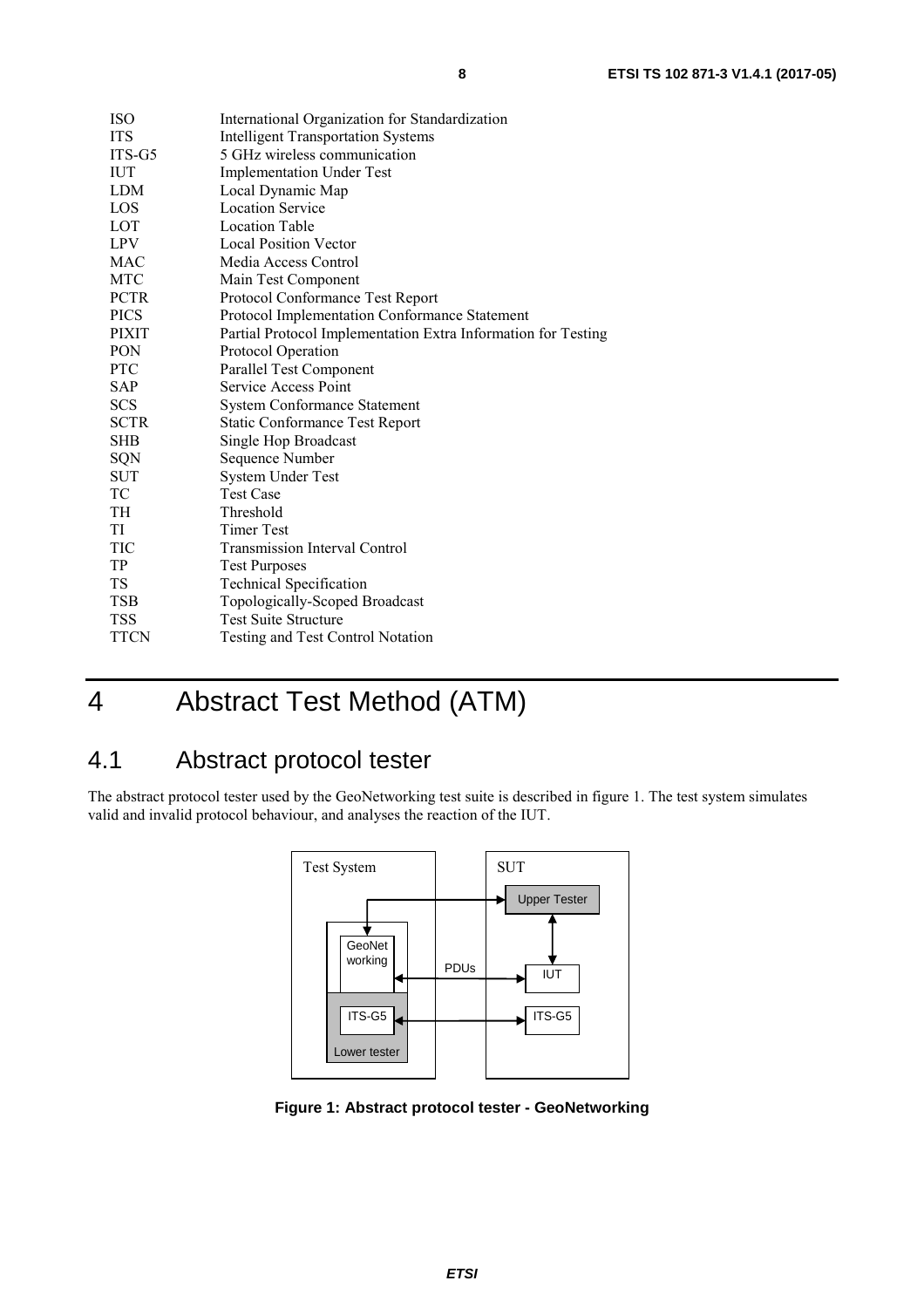| | |
|---|---|
| ISO | International Organization for Standardization |
| ITS | Intelligent Transportation Systems |
| ITS-G5 | 5 GHz wireless communication |
| IUT | Implementation Under Test |
| LDM | Local Dynamic Map |
| LOS | Location Service |
| LOT | Location Table |
| LPV | Local Position Vector |
| MAC | Media Access Control |
| MTC | Main Test Component |
| PCTR | Protocol Conformance Test Report |
| PICS | Protocol Implementation Conformance Statement |
| PIXIT | Partial Protocol Implementation Extra Information for Testing |
| PON | Protocol Operation |
| PTC | Parallel Test Component |
| SAP | Service Access Point |
| SCS | System Conformance Statement |
| SCTR | Static Conformance Test Report |
| SHB | Single Hop Broadcast |
| SQN | Sequence Number |
| SUT | System Under Test |
| TC | Test Case |
| TH | Threshold |
| TI | Timer Test |
| TIC | Transmission Interval Control |
| TP | Test Purposes |
| TS | Technical Specification |
| TSB | Topologically-Scoped Broadcast |
| TSS | Test Suite Structure |
| TTCN | Testing and Test Control Notation |

# 4 Abstract Test Method (ATM)

## 4.1 Abstract protocol tester

The abstract protocol tester used by the GeoNetworking test suite is described in figure 1. The test system simulates valid and invalid protocol behaviour, and analyses the reaction of the IUT.

**Figure 1: Abstract protocol tester - GeoNetworking**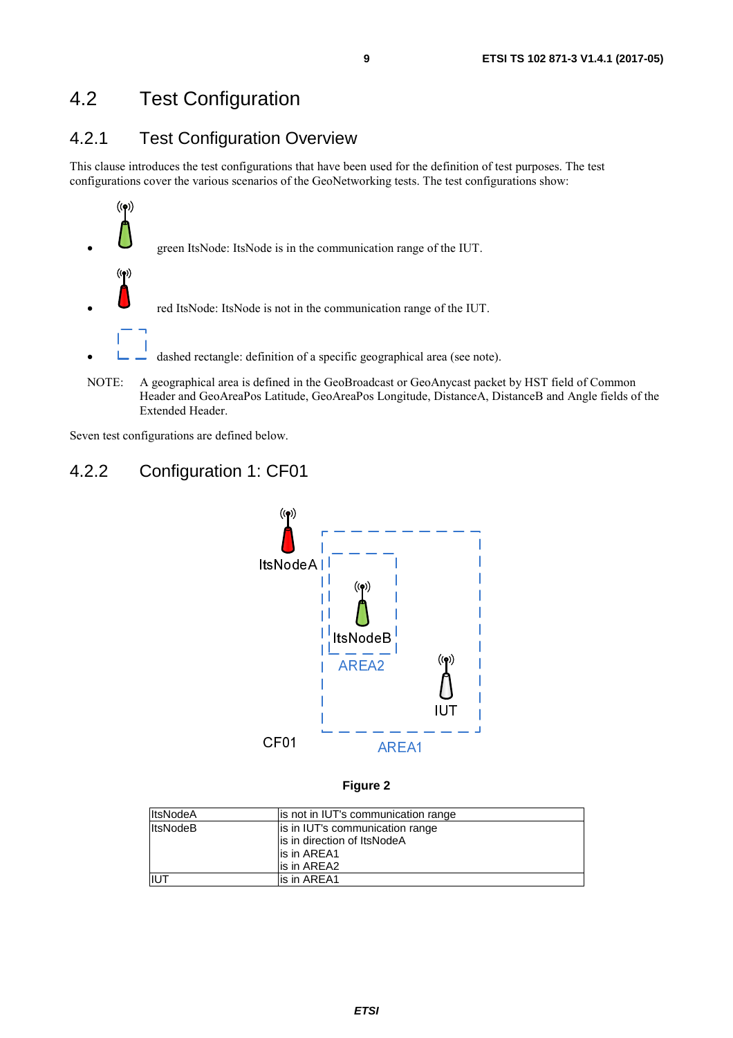## 4.2 Test Configuration

### 4.2.1 Test Configuration Overview

This clause introduces the test configurations that have been used for the definition of test purposes. The test configurations cover the various scenarios of the GeoNetworking tests. The test configurations show:

- green ItsNode: ItsNode is in the communication range of the IUT.
- red ItsNode: ItsNode is not in the communication range of the IUT.
- dashed rectangle: definition of a specific geographical area (see note).

NOTE: A geographical area is defined in the GeoBroadcast or GeoAnycast packet by HST field of Common Header and GeoAreaPos Latitude, GeoAreaPos Longitude, DistanceA, DistanceB and Angle fields of the Extended Header.

Seven test configurations are defined below.

### 4.2.2 Configuration 1: CF01

**Figure 2**

| | |
|---|---|
| ItsNodeA | is not in IUT's communication range |
| ItsNodeB | is in IUT's communication range<br>is in direction of ItsNodeA<br>is in AREA1<br>is in AREA2 |
| IUT | is in AREA1 |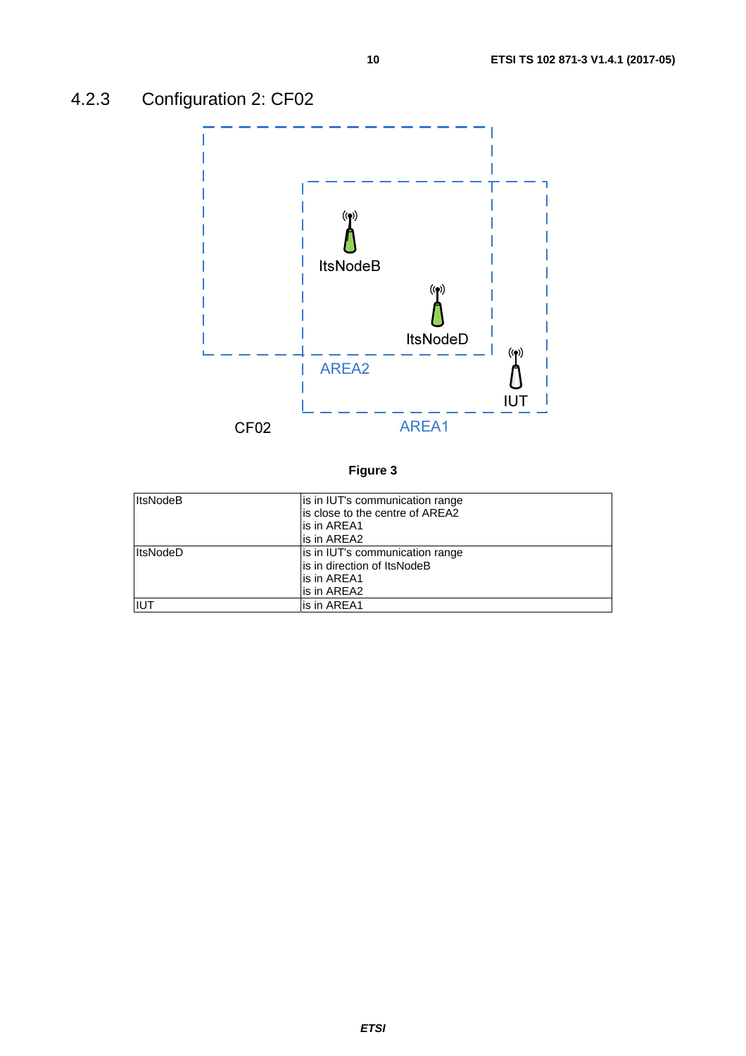### 4.2.3 Configuration 2: CF02

Figure 3

| | |
|---|---|
| ItsNodeB | is in IUT's communication range<br>is close to the centre of AREA2<br>is in AREA1<br>is in AREA2 |
| ItsNodeD | is in IUT's communication range<br>is in direction of ItsNodeB<br>is in AREA1<br>is in AREA2 |
| IUT | is in AREA1 |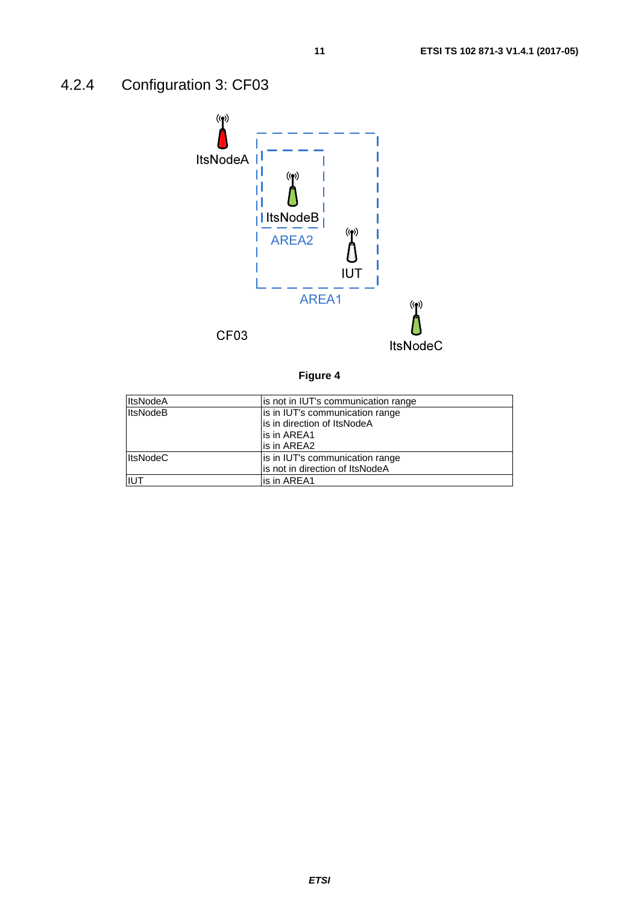### 4.2.4 Configuration 3: CF03

**Figure 4**

| | |
|---|---|
| ItsNodeA | is not in IUT's communication range |
| ItsNodeB | is in IUT's communication range<br>is in direction of ItsNodeA<br>is in AREA1<br>is in AREA2 |
| ItsNodeC | is in IUT's communication range<br>is not in direction of ItsNodeA |
| IUT | is in AREA1 |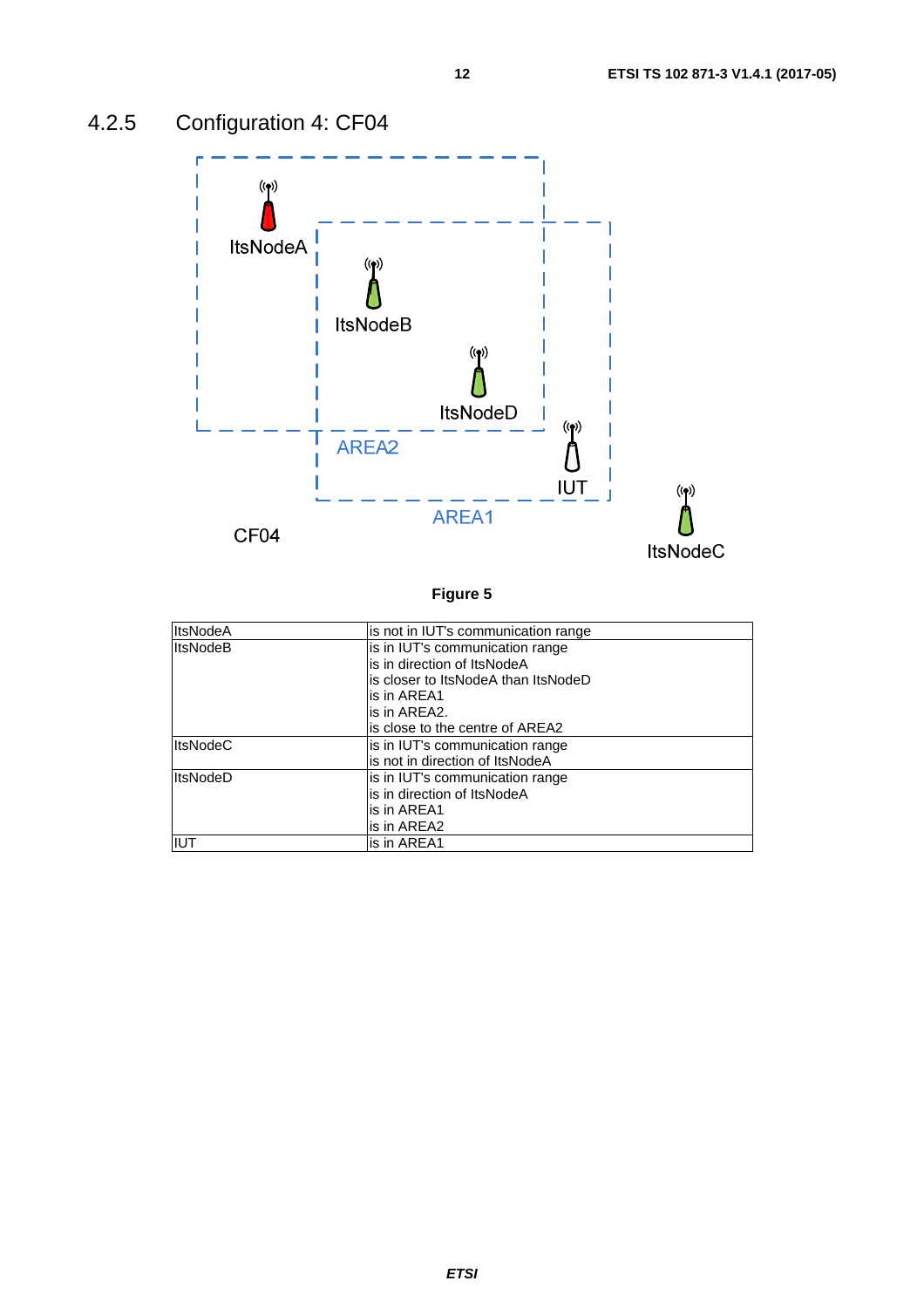### 4.2.5 Configuration 4: CF04

**Figure 5**

| | |
|---|---|
| ItsNodeA | is not in IUT's communication range |
| ItsNodeB | is in IUT's communication range<br>is in direction of ItsNodeA<br>is closer to ItsNodeA than ItsNodeD<br>is in AREA1<br>is in AREA2.<br>is close to the centre of AREA2 |
| ItsNodeC | is in IUT's communication range<br>is not in direction of ItsNodeA |
| ItsNodeD | is in IUT's communication range<br>is in direction of ItsNodeA<br>is in AREA1<br>is in AREA2 |
| IUT | is in AREA1 |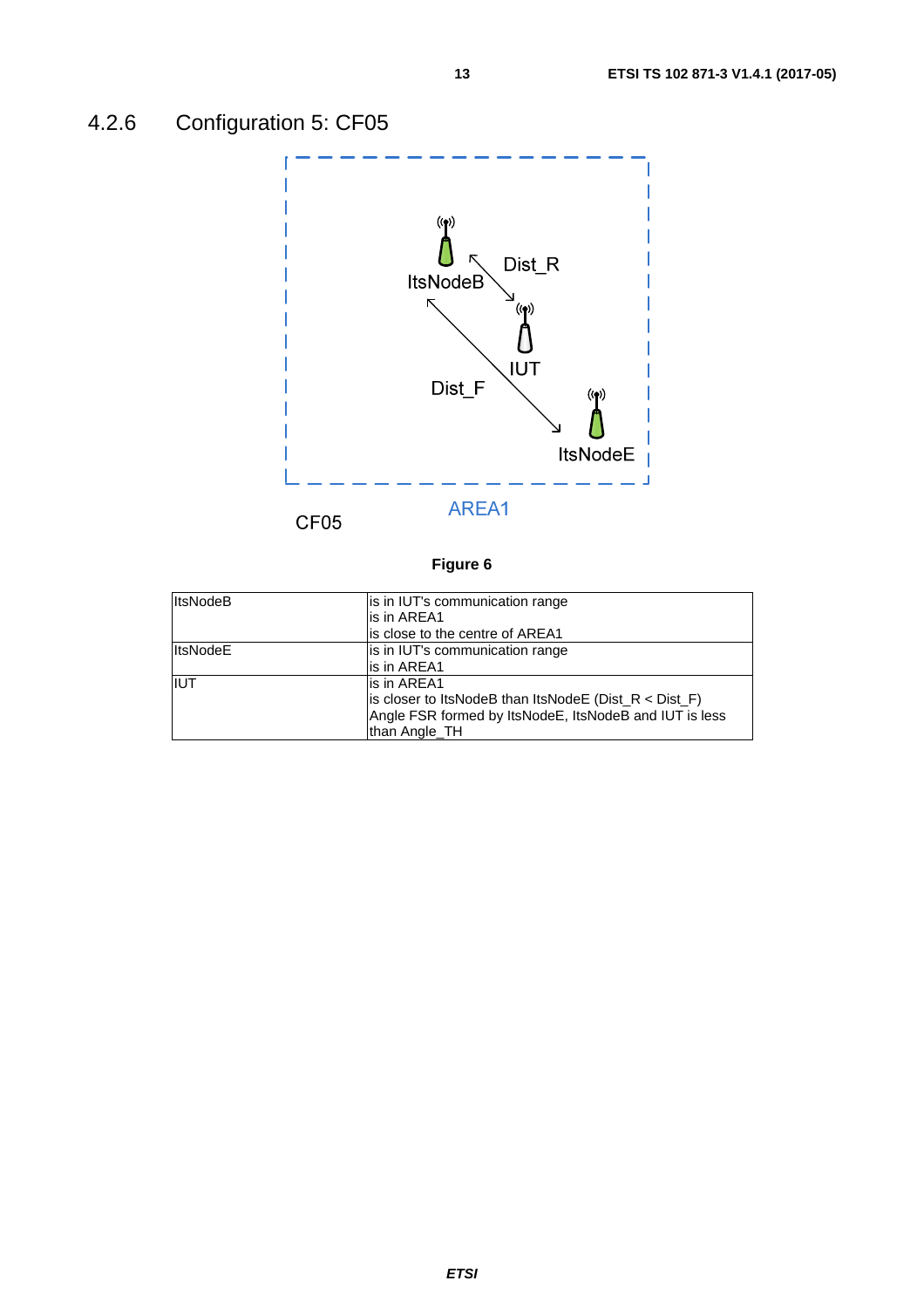### 4.2.6 Configuration 5: CF05

**Figure 6**

| | |
|---|---|
| ItsNodeB | is in IUT's communication range<br>is in AREA1<br>is close to the centre of AREA1 |
| ItsNodeE | is in IUT's communication range<br>is in AREA1 |
| IUT | is in AREA1<br>is closer to ItsNodeB than ItsNodeE (Dist_R < Dist_F)<br>Angle FSR formed by ItsNodeE, ItsNodeB and IUT is less than Angle_TH |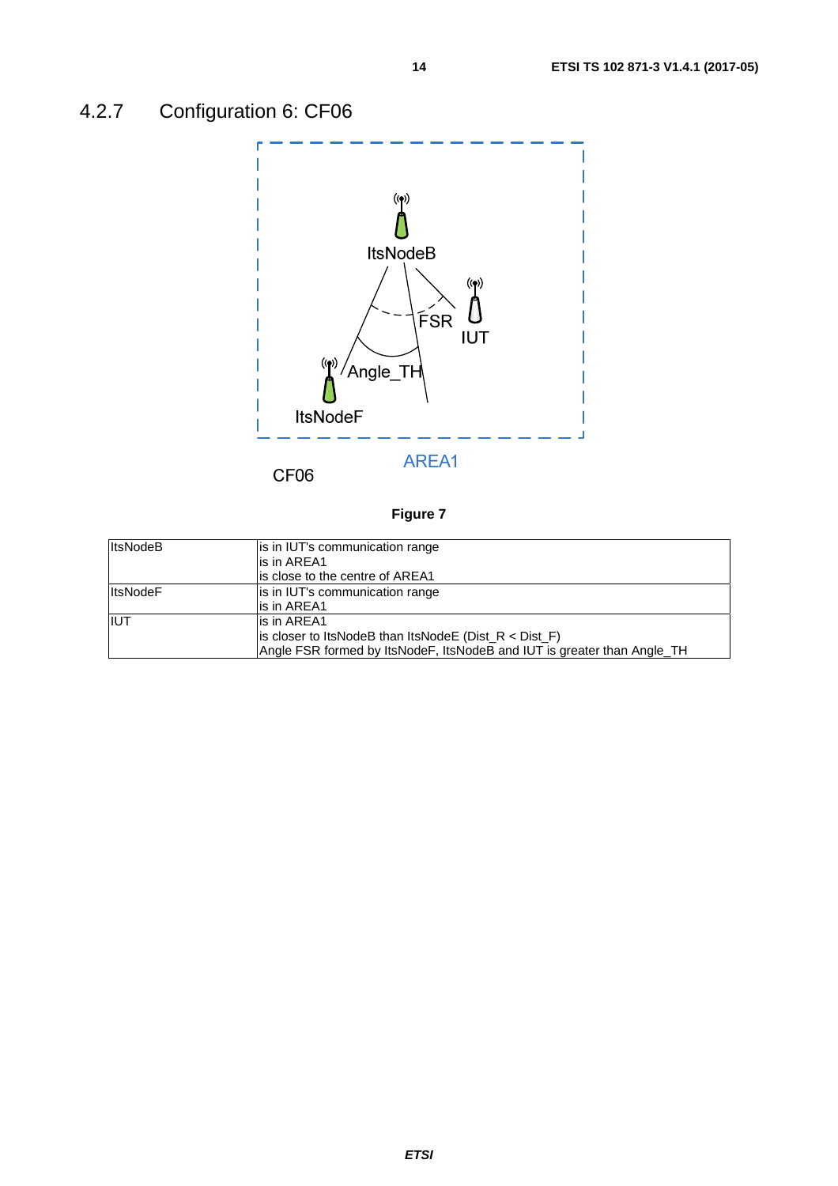### 4.2.7 Configuration 6: CF06

Figure 7

| | |
|---|---|
| ItsNodeB | is in IUT's communication range<br>is in AREA1<br>is close to the centre of AREA1 |
| ItsNodeF | is in IUT's communication range<br>is in AREA1 |
| IUT | is in AREA1<br>is closer to ItsNodeB than ItsNodeE (Dist_R < Dist_F)<br>Angle FSR formed by ItsNodeF, ItsNodeB and IUT is greater than Angle_TH |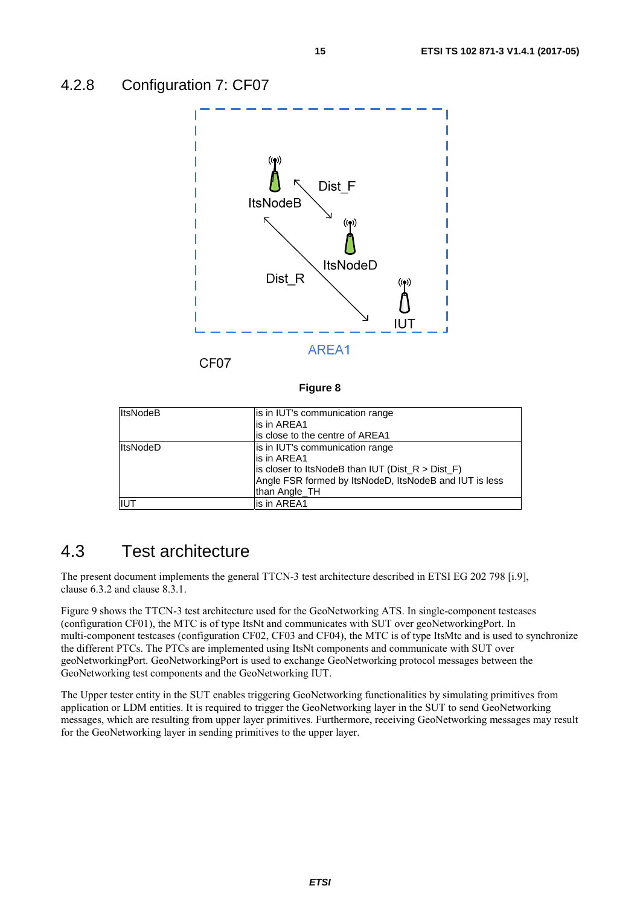### 4.2.8 Configuration 7: CF07

Figure 8

| | |
|---|---|
| ItsNodeB | is in IUT's communication range<br>is in AREA1<br>is close to the centre of AREA1 |
| ItsNodeD | is in IUT's communication range<br>is in AREA1<br>is closer to ItsNodeB than IUT (Dist_R > Dist_F)<br>Angle FSR formed by ItsNodeD, ItsNodeB and IUT is less than Angle_TH |
| IUT | is in AREA1 |

## 4.3 Test architecture

The present document implements the general TTCN-3 test architecture described in ETSI EG 202 798 [i.9], clause 6.3.2 and clause 8.3.1.

Figure 9 shows the TTCN-3 test architecture used for the GeoNetworking ATS. In single-component testcases (configuration CF01), the MTC is of type ItsNt and communicates with SUT over geoNetworkingPort. In multi-component testcases (configuration CF02, CF03 and CF04), the MTC is of type ItsMtc and is used to synchronize the different PTCs. The PTCs are implemented using ItsNt components and communicate with SUT over geoNetworkingPort. GeoNetworkingPort is used to exchange GeoNetworking protocol messages between the GeoNetworking test components and the GeoNetworking IUT.

The Upper tester entity in the SUT enables triggering GeoNetworking functionalities by simulating primitives from application or LDM entities. It is required to trigger the GeoNetworking layer in the SUT to send GeoNetworking messages, which are resulting from upper layer primitives. Furthermore, receiving GeoNetworking messages may result for the GeoNetworking layer in sending primitives to the upper layer.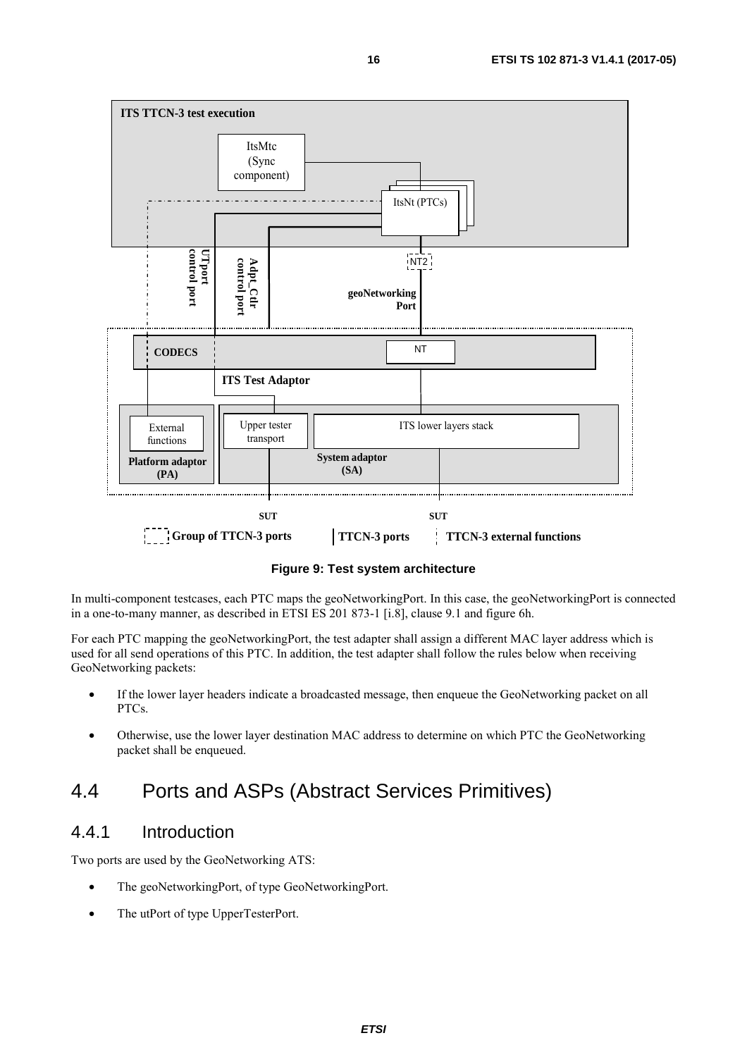**Figure 9: Test system architecture**

In multi-component testcases, each PTC maps the geoNetworkingPort. In this case, the geoNetworkingPort is connected in a one-to-many manner, as described in ETSI ES 201 873-1 [i.8], clause 9.1 and figure 6h.

For each PTC mapping the geoNetworkingPort, the test adapter shall assign a different MAC layer address which is used for all send operations of this PTC. In addition, the test adapter shall follow the rules below when receiving GeoNetworking packets:

- If the lower layer headers indicate a broadcasted message, then enqueue the GeoNetworking packet on all PTCs.
- Otherwise, use the lower layer destination MAC address to determine on which PTC the GeoNetworking packet shall be enqueued.

## 4.4 Ports and ASPs (Abstract Services Primitives)

### 4.4.1 Introduction

Two ports are used by the GeoNetworking ATS:

- The geoNetworkingPort, of type GeoNetworkingPort.
- The utPort of type UpperTesterPort.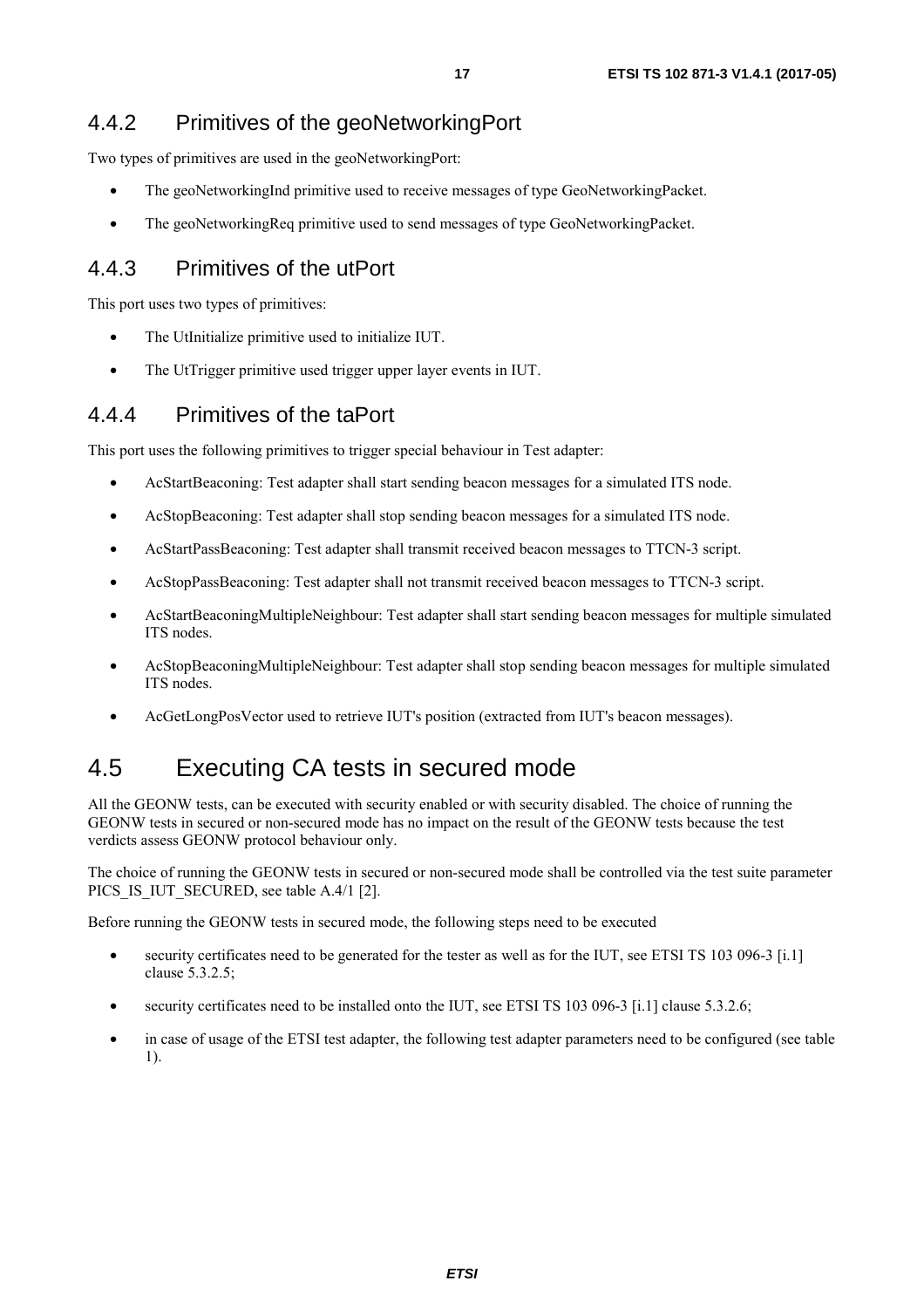### 4.4.2 Primitives of the geoNetworkingPort

Two types of primitives are used in the geoNetworkingPort:

- The geoNetworkingInd primitive used to receive messages of type GeoNetworkingPacket.
- The geoNetworkingReq primitive used to send messages of type GeoNetworkingPacket.

### 4.4.3 Primitives of the utPort

This port uses two types of primitives:

- The UtInitialize primitive used to initialize IUT.
- The UtTrigger primitive used trigger upper layer events in IUT.

### 4.4.4 Primitives of the taPort

This port uses the following primitives to trigger special behaviour in Test adapter:

- AcStartBeaconing: Test adapter shall start sending beacon messages for a simulated ITS node.
- AcStopBeaconing: Test adapter shall stop sending beacon messages for a simulated ITS node.
- AcStartPassBeaconing: Test adapter shall transmit received beacon messages to TTCN-3 script.
- AcStopPassBeaconing: Test adapter shall not transmit received beacon messages to TTCN-3 script.
- AcStartBeaconingMultipleNeighbour: Test adapter shall start sending beacon messages for multiple simulated ITS nodes.
- AcStopBeaconingMultipleNeighbour: Test adapter shall stop sending beacon messages for multiple simulated ITS nodes.
- AcGetLongPosVector used to retrieve IUT's position (extracted from IUT's beacon messages).

## 4.5 Executing CA tests in secured mode

All the GEONW tests, can be executed with security enabled or with security disabled. The choice of running the GEONW tests in secured or non-secured mode has no impact on the result of the GEONW tests because the test verdicts assess GEONW protocol behaviour only.

The choice of running the GEONW tests in secured or non-secured mode shall be controlled via the test suite parameter PICS_IS_IUT_SECURED, see table A.4/1 [2].

Before running the GEONW tests in secured mode, the following steps need to be executed

- security certificates need to be generated for the tester as well as for the IUT, see ETSI TS 103 096-3 [i.1] clause 5.3.2.5;
- security certificates need to be installed onto the IUT, see ETSI TS 103 096-3 [i.1] clause 5.3.2.6;
- in case of usage of the ETSI test adapter, the following test adapter parameters need to be configured (see table 1).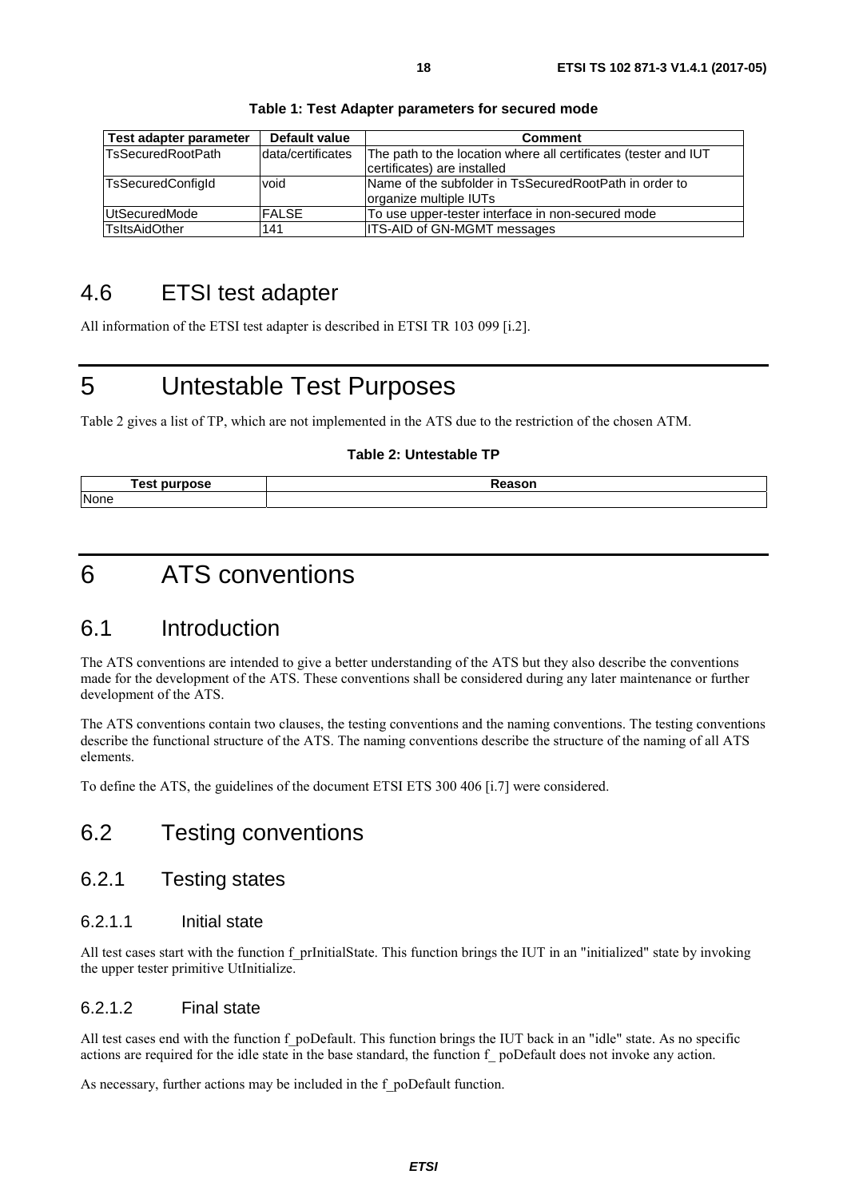**Table 1: Test Adapter parameters for secured mode**

| Test adapter parameter | Default value | Comment |
| --- | --- | --- |
| TsSecuredRootPath | data/certificates | The path to the location where all certificates (tester and IUT certificates) are installed |
| TsSecuredConfigId | void | Name of the subfolder in TsSecuredRootPath in order to organize multiple IUTs |
| UtSecuredMode | FALSE | To use upper-tester interface in non-secured mode |
| TsItsAidOther | 141 | ITS-AID of GN-MGMT messages |

## 4.6 ETSI test adapter

All information of the ETSI test adapter is described in ETSI TR 103 099 [i.2].

# 5 Untestable Test Purposes

Table 2 gives a list of TP, which are not implemented in the ATS due to the restriction of the chosen ATM.

**Table 2: Untestable TP**

| Test purpose | Reason |
| --- | --- |
| None | |

# 6 ATS conventions

## 6.1 Introduction

The ATS conventions are intended to give a better understanding of the ATS but they also describe the conventions made for the development of the ATS. These conventions shall be considered during any later maintenance or further development of the ATS.

The ATS conventions contain two clauses, the testing conventions and the naming conventions. The testing conventions describe the functional structure of the ATS. The naming conventions describe the structure of the naming of all ATS elements.

To define the ATS, the guidelines of the document ETSI ETS 300 406 [i.7] were considered.

## 6.2 Testing conventions

### 6.2.1 Testing states

#### 6.2.1.1 Initial state

All test cases start with the function f_prInitialState. This function brings the IUT in an "initialized" state by invoking the upper tester primitive UtInitialize.

#### 6.2.1.2 Final state

All test cases end with the function f_poDefault. This function brings the IUT back in an "idle" state. As no specific actions are required for the idle state in the base standard, the function f_ poDefault does not invoke any action.

As necessary, further actions may be included in the f_poDefault function.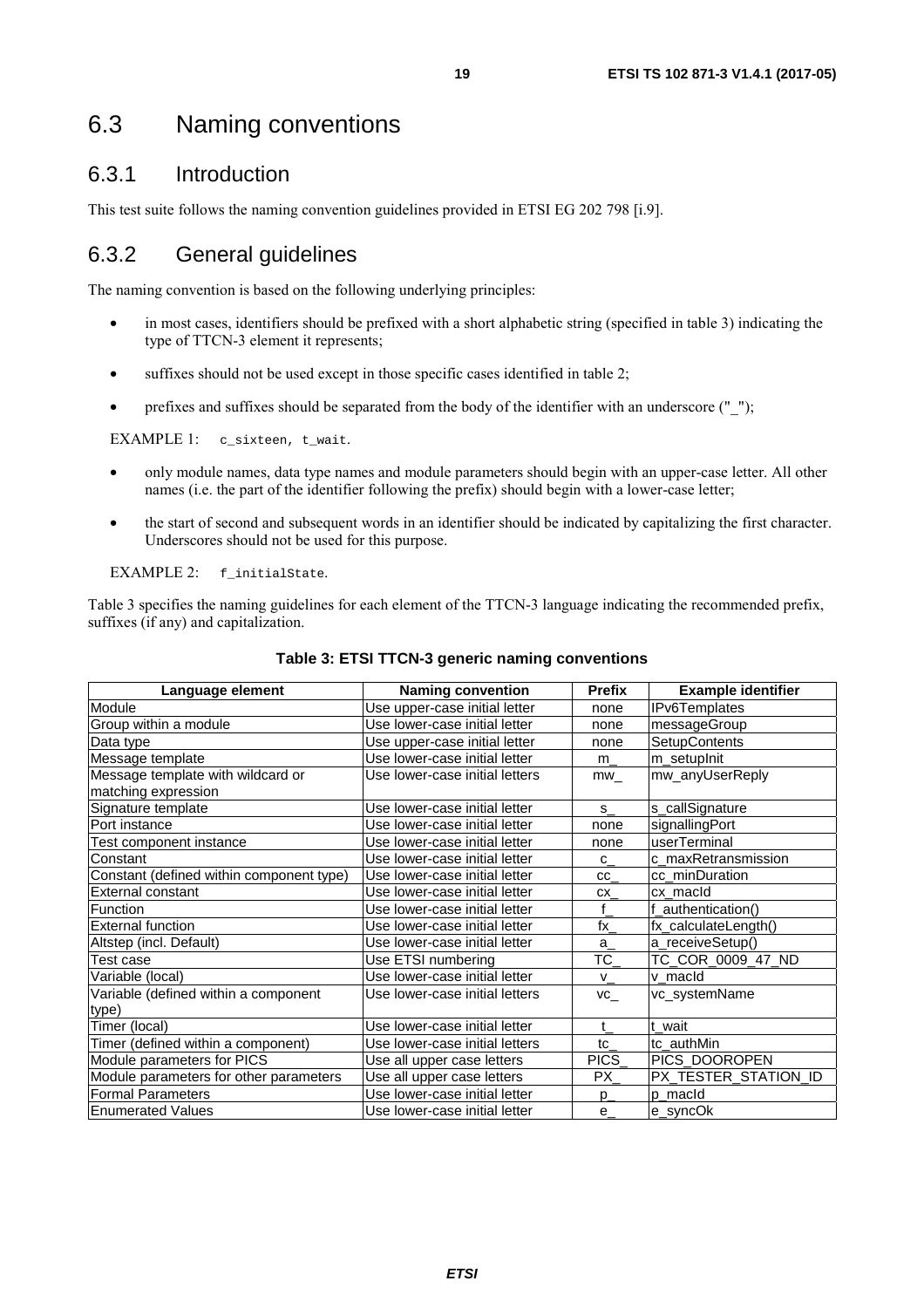## 6.3 Naming conventions

### 6.3.1 Introduction

This test suite follows the naming convention guidelines provided in ETSI EG 202 798 [i.9].

### 6.3.2 General guidelines

The naming convention is based on the following underlying principles:

- in most cases, identifiers should be prefixed with a short alphabetic string (specified in table 3) indicating the type of TTCN-3 element it represents;
- suffixes should not be used except in those specific cases identified in table 2;
- prefixes and suffixes should be separated from the body of the identifier with an underscore ("_");

EXAMPLE 1: `c_sixteen, t_wait`.

- only module names, data type names and module parameters should begin with an upper-case letter. All other names (i.e. the part of the identifier following the prefix) should begin with a lower-case letter;
- the start of second and subsequent words in an identifier should be indicated by capitalizing the first character. Underscores should not be used for this purpose.

EXAMPLE 2: `f_initialState`.

Table 3 specifies the naming guidelines for each element of the TTCN-3 language indicating the recommended prefix, suffixes (if any) and capitalization.

**Table 3: ETSI TTCN-3 generic naming conventions**

| Language element | Naming convention | Prefix | Example identifier |
|---|---|---|---|
| Module | Use upper-case initial letter | none | IPv6Templates |
| Group within a module | Use lower-case initial letter | none | messageGroup |
| Data type | Use upper-case initial letter | none | SetupContents |
| Message template | Use lower-case initial letter | m_ | m_setupInit |
| Message template with wildcard or matching expression | Use lower-case initial letters | mw_ | mw_anyUserReply |
| Signature template | Use lower-case initial letter | s_ | s_callSignature |
| Port instance | Use lower-case initial letter | none | signallingPort |
| Test component instance | Use lower-case initial letter | none | userTerminal |
| Constant | Use lower-case initial letter | c_ | c_maxRetransmission |
| Constant (defined within component type) | Use lower-case initial letter | cc_ | cc_minDuration |
| External constant | Use lower-case initial letter | cx_ | cx_macId |
| Function | Use lower-case initial letter | f_ | f_authentication() |
| External function | Use lower-case initial letter | fx_ | fx_calculateLength() |
| Altstep (incl. Default) | Use lower-case initial letter | a_ | a_receiveSetup() |
| Test case | Use ETSI numbering | TC_ | TC_COR_0009_47_ND |
| Variable (local) | Use lower-case initial letter | v_ | v_macId |
| Variable (defined within a component type) | Use lower-case initial letters | vc_ | vc_systemName |
| Timer (local) | Use lower-case initial letter | t_ | t_wait |
| Timer (defined within a component) | Use lower-case initial letters | tc_ | tc_authMin |
| Module parameters for PICS | Use all upper case letters | PICS_ | PICS_DOOROPEN |
| Module parameters for other parameters | Use all upper case letters | PX_ | PX_TESTER_STATION_ID |
| Formal Parameters | Use lower-case initial letter | p_ | p_macId |
| Enumerated Values | Use lower-case initial letter | e_ | e_syncOk |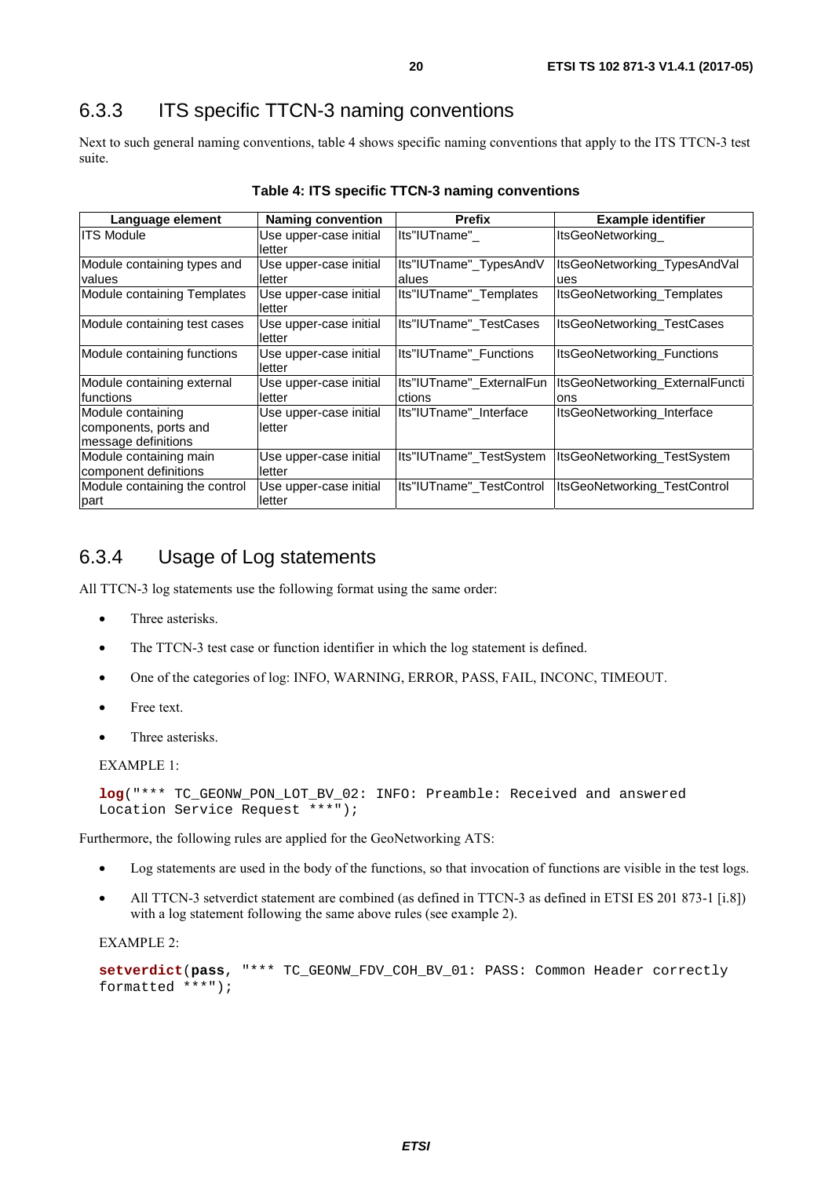### 6.3.3 ITS specific TTCN-3 naming conventions

Next to such general naming conventions, table 4 shows specific naming conventions that apply to the ITS TTCN-3 test suite.

**Table 4: ITS specific TTCN-3 naming conventions**

| Language element | Naming convention | Prefix | Example identifier |
|---|---|---|---|
| ITS Module | Use upper-case initial letter | Its"IUTname"_ | ItsGeoNetworking_ |
| Module containing types and values | Use upper-case initial letter | Its"IUTname"_TypesAndValues | ItsGeoNetworking_TypesAndValues |
| Module containing Templates | Use upper-case initial letter | Its"IUTname"_Templates | ItsGeoNetworking_Templates |
| Module containing test cases | Use upper-case initial letter | Its"IUTname"_TestCases | ItsGeoNetworking_TestCases |
| Module containing functions | Use upper-case initial letter | Its"IUTname"_Functions | ItsGeoNetworking_Functions |
| Module containing external functions | Use upper-case initial letter | Its"IUTname"_ExternalFunctions | ItsGeoNetworking_ExternalFunctions |
| Module containing components, ports and message definitions | Use upper-case initial letter | Its"IUTname"_Interface | ItsGeoNetworking_Interface |
| Module containing main component definitions | Use upper-case initial letter | Its"IUTname"_TestSystem | ItsGeoNetworking_TestSystem |
| Module containing the control part | Use upper-case initial letter | Its"IUTname"_TestControl | ItsGeoNetworking_TestControl |

### 6.3.4 Usage of Log statements

All TTCN-3 log statements use the following format using the same order:

- Three asterisks.
- The TTCN-3 test case or function identifier in which the log statement is defined.
- One of the categories of log: INFO, WARNING, ERROR, PASS, FAIL, INCONC, TIMEOUT.
- Free text.
- Three asterisks.

EXAMPLE 1:

```
log("*** TC_GEONW_PON_LOT_BV_02: INFO: Preamble: Received and answered
Location Service Request ***");
```

Furthermore, the following rules are applied for the GeoNetworking ATS:

- Log statements are used in the body of the functions, so that invocation of functions are visible in the test logs.
- All TTCN-3 setverdict statement are combined (as defined in TTCN-3 as defined in ETSI ES 201 873-1 [i.8]) with a log statement following the same above rules (see example 2).

EXAMPLE 2:

```
setverdict(pass, "*** TC_GEONW_FDV_COH_BV_01: PASS: Common Header correctly
formatted ***");
```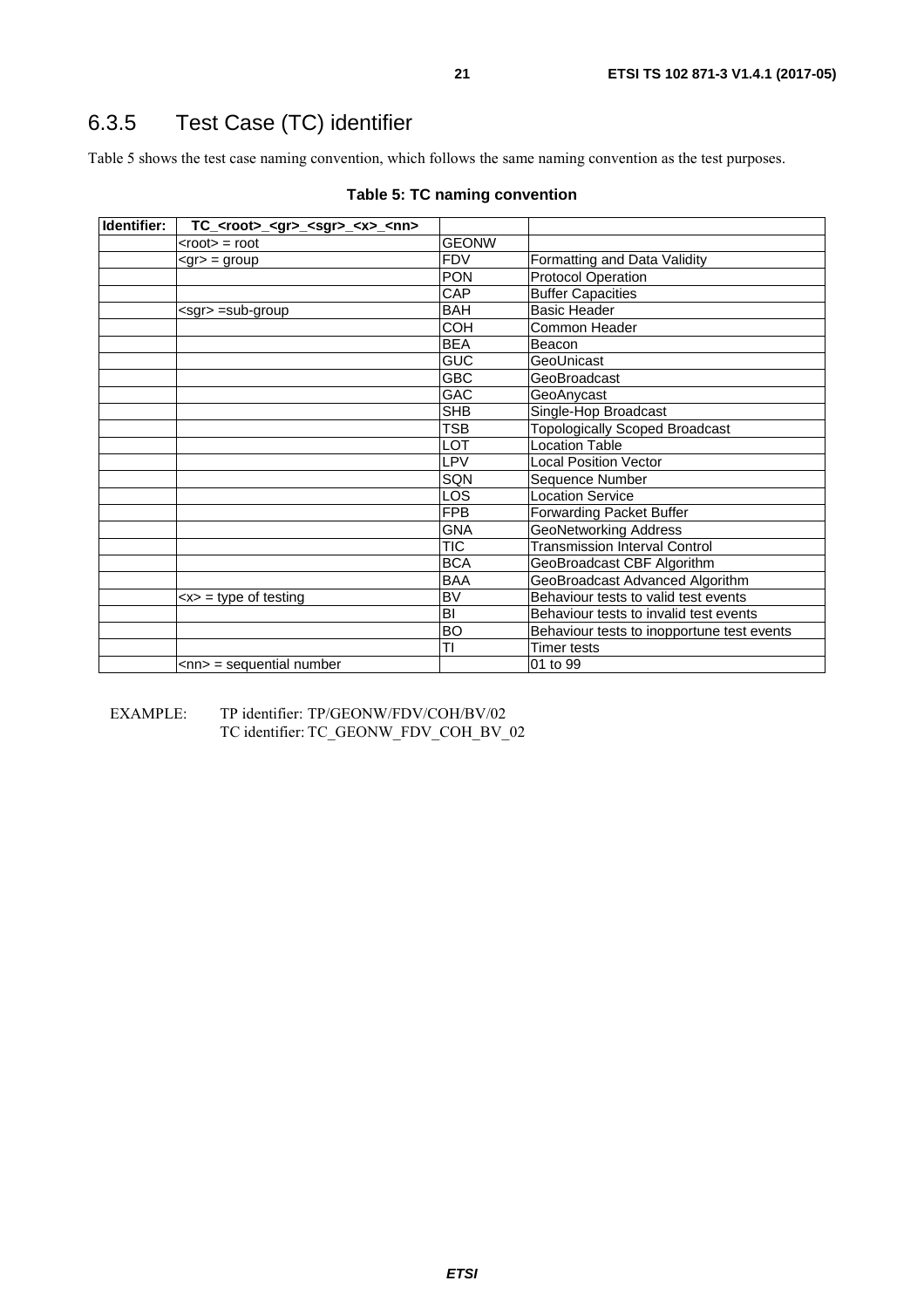## 6.3.5 Test Case (TC) identifier

Table 5 shows the test case naming convention, which follows the same naming convention as the test purposes.

**Table 5: TC naming convention**

| Identifier: | TC_<root>_<gr>_<sgr>_<x>_<nn> | | |
|---|---|---|---|
| | <root> = root | GEONW | |
| | <gr> = group | FDV | Formatting and Data Validity |
| | | PON | Protocol Operation |
| | | CAP | Buffer Capacities |
| | <sgr> =sub-group | BAH | Basic Header |
| | | COH | Common Header |
| | | BEA | Beacon |
| | | GUC | GeoUnicast |
| | | GBC | GeoBroadcast |
| | | GAC | GeoAnycast |
| | | SHB | Single-Hop Broadcast |
| | | TSB | Topologically Scoped Broadcast |
| | | LOT | Location Table |
| | | LPV | Local Position Vector |
| | | SQN | Sequence Number |
| | | LOS | Location Service |
| | | FPB | Forwarding Packet Buffer |
| | | GNA | GeoNetworking Address |
| | | TIC | Transmission Interval Control |
| | | BCA | GeoBroadcast CBF Algorithm |
| | | BAA | GeoBroadcast Advanced Algorithm |
| | <x> = type of testing | BV | Behaviour tests to valid test events |
| | | BI | Behaviour tests to invalid test events |
| | | BO | Behaviour tests to inopportune test events |
| | | TI | Timer tests |
| | <nn> = sequential number | | 01 to 99 |

EXAMPLE: TP identifier: TP/GEONW/FDV/COH/BV/02
TC identifier: TC_GEONW_FDV_COH_BV_02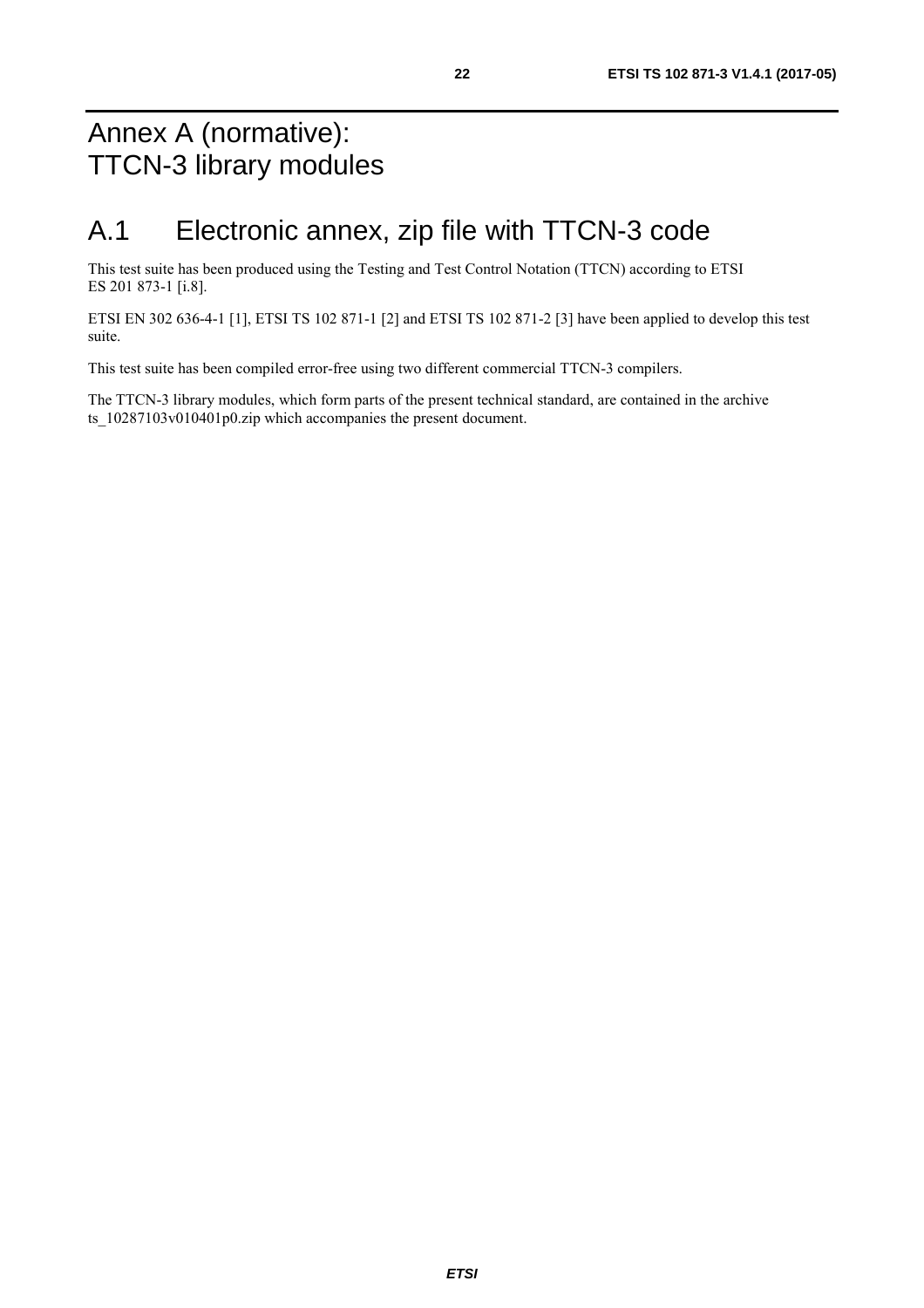# Annex A (normative): TTCN-3 library modules

# A.1 Electronic annex, zip file with TTCN-3 code

This test suite has been produced using the Testing and Test Control Notation (TTCN) according to ETSI ES 201 873-1 [i.8].

ETSI EN 302 636-4-1 [1], ETSI TS 102 871-1 [2] and ETSI TS 102 871-2 [3] have been applied to develop this test suite.

This test suite has been compiled error-free using two different commercial TTCN-3 compilers.

The TTCN-3 library modules, which form parts of the present technical standard, are contained in the archive ts_10287103v010401p0.zip which accompanies the present document.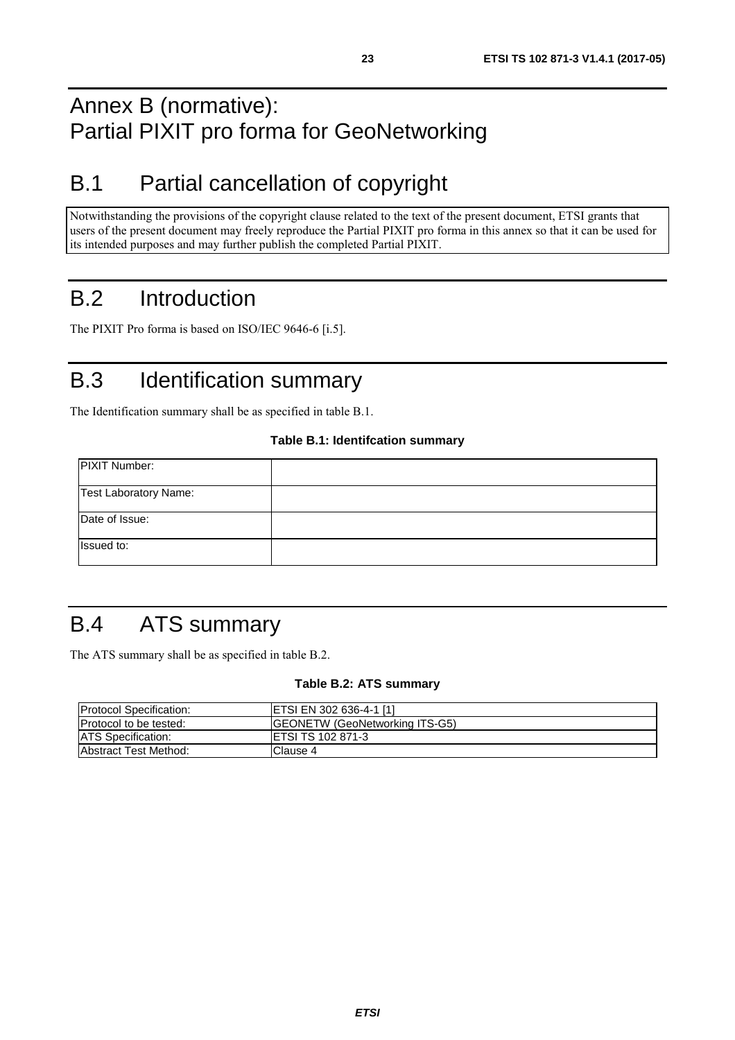# Annex B (normative): Partial PIXIT pro forma for GeoNetworking

## B.1 Partial cancellation of copyright

Notwithstanding the provisions of the copyright clause related to the text of the present document, ETSI grants that users of the present document may freely reproduce the Partial PIXIT pro forma in this annex so that it can be used for its intended purposes and may further publish the completed Partial PIXIT.

## B.2 Introduction

The PIXIT Pro forma is based on ISO/IEC 9646-6 [i.5].

## B.3 Identification summary

The Identification summary shall be as specified in table B.1.

**Table B.1: Identifcation summary**

| | |
|---|---|
| PIXIT Number: | |
| Test Laboratory Name: | |
| Date of Issue: | |
| Issued to: | |

## B.4 ATS summary

The ATS summary shall be as specified in table B.2.

**Table B.2: ATS summary**

| | |
|---|---|
| Protocol Specification: | ETSI EN 302 636-4-1 [1] |
| Protocol to be tested: | GEONETW (GeoNetworking ITS-G5) |
| ATS Specification: | ETSI TS 102 871-3 |
| Abstract Test Method: | Clause 4 |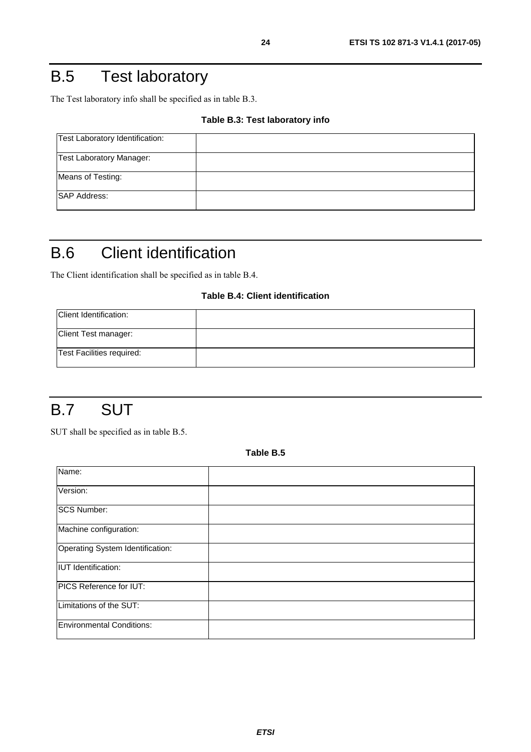# B.5 Test laboratory

The Test laboratory info shall be specified as in table B.3.

**Table B.3: Test laboratory info**

| | |
|---|---|
| Test Laboratory Identification: | |
| Test Laboratory Manager: | |
| Means of Testing: | |
| SAP Address: | |

# B.6 Client identification

The Client identification shall be specified as in table B.4.

**Table B.4: Client identification**

| | |
|---|---|
| Client Identification: | |
| Client Test manager: | |
| Test Facilities required: | |

# B.7 SUT

SUT shall be specified as in table B.5.

**Table B.5**

| | |
|---|---|
| Name: | |
| Version: | |
| SCS Number: | |
| Machine configuration: | |
| Operating System Identification: | |
| IUT Identification: | |
| PICS Reference for IUT: | |
| Limitations of the SUT: | |
| Environmental Conditions: | |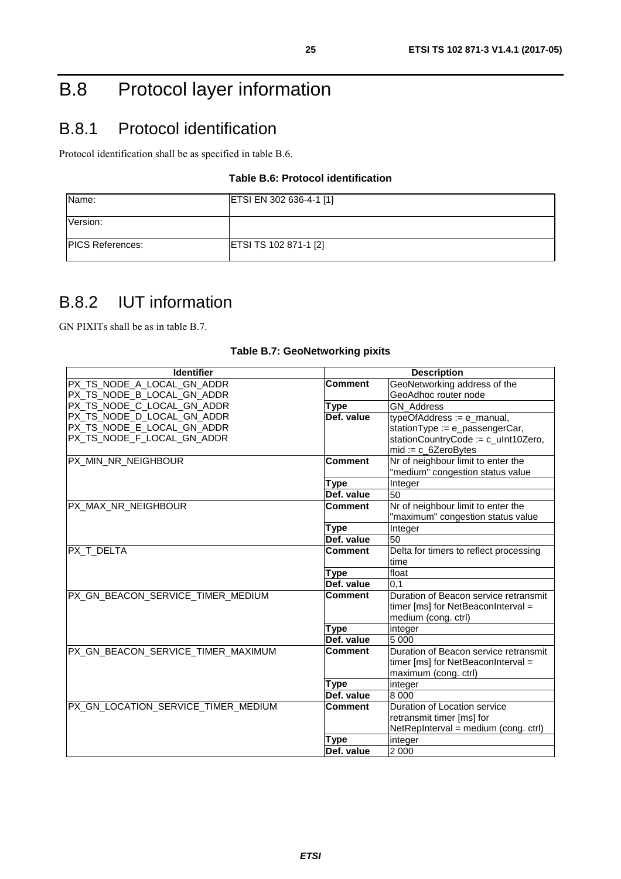# B.8 Protocol layer information

## B.8.1 Protocol identification

Protocol identification shall be as specified in table B.6.

**Table B.6: Protocol identification**

| | |
|---|---|
| Name: | ETSI EN 302 636-4-1 [1] |
| Version: | |
| PICS References: | ETSI TS 102 871-1 [2] |

## B.8.2 IUT information

GN PIXITs shall be as in table B.7.

**Table B.7: GeoNetworking pixits**

| Identifier | Description | |
|---|---|---|
| PX_TS_NODE_A_LOCAL_GN_ADDR<br>PX_TS_NODE_B_LOCAL_GN_ADDR<br>PX_TS_NODE_C_LOCAL_GN_ADDR<br>PX_TS_NODE_D_LOCAL_GN_ADDR<br>PX_TS_NODE_E_LOCAL_GN_ADDR<br>PX_TS_NODE_F_LOCAL_GN_ADDR | **Comment** | GeoNetworking address of the GeoAdhoc router node |
| | **Type** | GN_Address |
| | **Def. value** | typeOfAddress := e_manual,<br>stationType := e_passengerCar,<br>stationCountryCode := c_uInt10Zero,<br>mid := c_6ZeroBytes |
| PX_MIN_NR_NEIGHBOUR | **Comment** | Nr of neighbour limit to enter the "medium" congestion status value |
| | **Type** | Integer |
| | **Def. value** | 50 |
| PX_MAX_NR_NEIGHBOUR | **Comment** | Nr of neighbour limit to enter the "maximum" congestion status value |
| | **Type** | Integer |
| | **Def. value** | 50 |
| PX_T_DELTA | **Comment** | Delta for timers to reflect processing time |
| | **Type** | float |
| | **Def. value** | 0,1 |
| PX_GN_BEACON_SERVICE_TIMER_MEDIUM | **Comment** | Duration of Beacon service retransmit timer [ms] for NetBeaconInterval = medium (cong. ctrl) |
| | **Type** | integer |
| | **Def. value** | 5 000 |
| PX_GN_BEACON_SERVICE_TIMER_MAXIMUM | **Comment** | Duration of Beacon service retransmit timer [ms] for NetBeaconInterval = maximum (cong. ctrl) |
| | **Type** | integer |
| | **Def. value** | 8 000 |
| PX_GN_LOCATION_SERVICE_TIMER_MEDIUM | **Comment** | Duration of Location service retransmit timer [ms] for NetRepInterval = medium (cong. ctrl) |
| | **Type** | integer |
| | **Def. value** | 2 000 |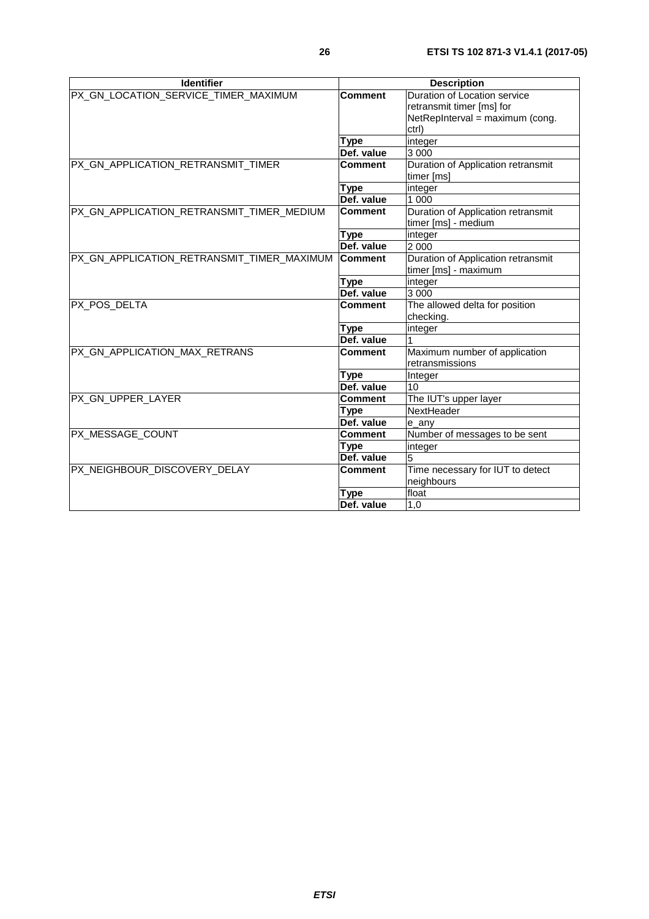| Identifier | Description | |
|---|---|---|
| PX_GN_LOCATION_SERVICE_TIMER_MAXIMUM | **Comment** | Duration of Location service retransmit timer [ms] for NetRepInterval = maximum (cong. ctrl) |
| | **Type** | integer |
| | **Def. value** | 3 000 |
| PX_GN_APPLICATION_RETRANSMIT_TIMER | **Comment** | Duration of Application retransmit timer [ms] |
| | **Type** | integer |
| | **Def. value** | 1 000 |
| PX_GN_APPLICATION_RETRANSMIT_TIMER_MEDIUM | **Comment** | Duration of Application retransmit timer [ms] - medium |
| | **Type** | integer |
| | **Def. value** | 2 000 |
| PX_GN_APPLICATION_RETRANSMIT_TIMER_MAXIMUM | **Comment** | Duration of Application retransmit timer [ms] - maximum |
| | **Type** | integer |
| | **Def. value** | 3 000 |
| PX_POS_DELTA | **Comment** | The allowed delta for position checking. |
| | **Type** | integer |
| | **Def. value** | 1 |
| PX_GN_APPLICATION_MAX_RETRANS | **Comment** | Maximum number of application retransmissions |
| | **Type** | Integer |
| | **Def. value** | 10 |
| PX_GN_UPPER_LAYER | **Comment** | The IUT's upper layer |
| | **Type** | NextHeader |
| | **Def. value** | e_any |
| PX_MESSAGE_COUNT | **Comment** | Number of messages to be sent |
| | **Type** | integer |
| | **Def. value** | 5 |
| PX_NEIGHBOUR_DISCOVERY_DELAY | **Comment** | Time necessary for IUT to detect neighbours |
| | **Type** | float |
| | **Def. value** | 1,0 |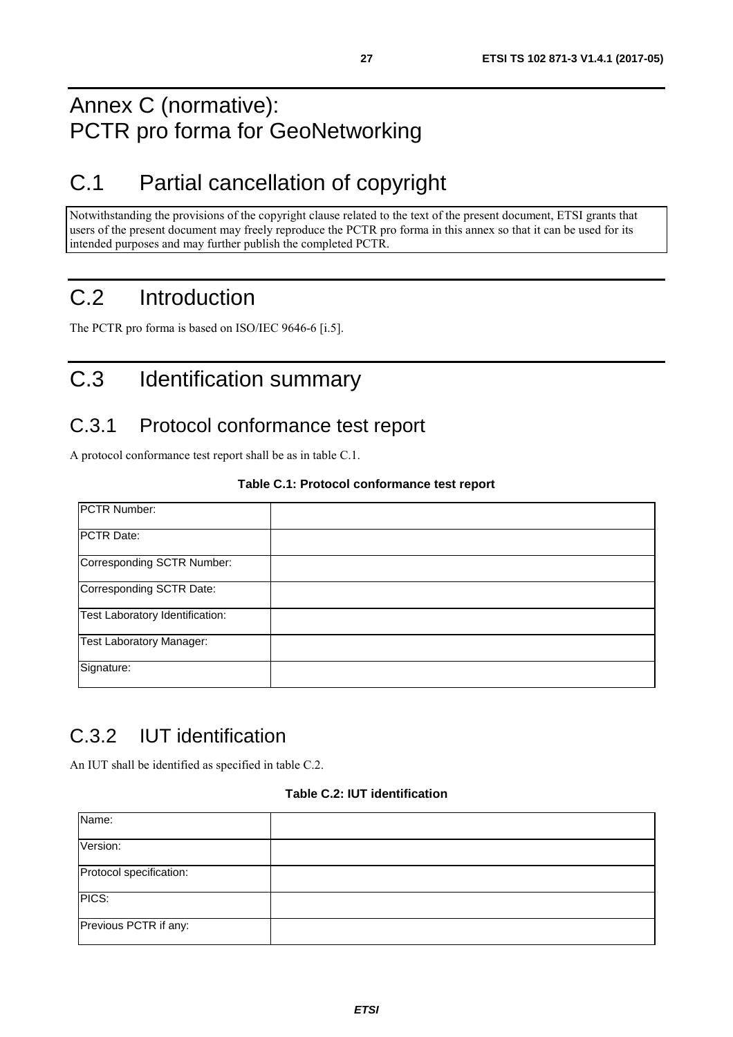# Annex C (normative): PCTR pro forma for GeoNetworking

## C.1 Partial cancellation of copyright

Notwithstanding the provisions of the copyright clause related to the text of the present document, ETSI grants that users of the present document may freely reproduce the PCTR pro forma in this annex so that it can be used for its intended purposes and may further publish the completed PCTR.

## C.2 Introduction

The PCTR pro forma is based on ISO/IEC 9646-6 [i.5].

## C.3 Identification summary

### C.3.1 Protocol conformance test report

A protocol conformance test report shall be as in table C.1.

**Table C.1: Protocol conformance test report**

| | |
|---|---|
| PCTR Number: | |
| PCTR Date: | |
| Corresponding SCTR Number: | |
| Corresponding SCTR Date: | |
| Test Laboratory Identification: | |
| Test Laboratory Manager: | |
| Signature: | |

### C.3.2 IUT identification

An IUT shall be identified as specified in table C.2.

**Table C.2: IUT identification**

| | |
|---|---|
| Name: | |
| Version: | |
| Protocol specification: | |
| PICS: | |
| Previous PCTR if any: | |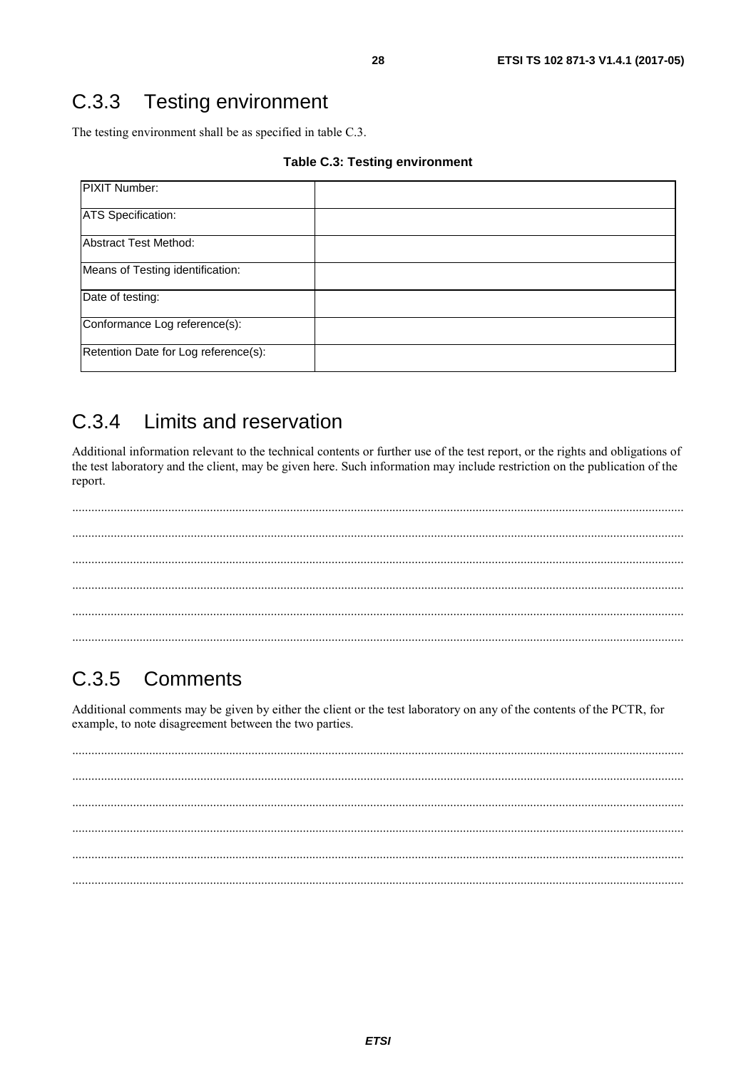## C.3.3 Testing environment

The testing environment shall be as specified in table C.3.

**Table C.3: Testing environment**

| | |
|---|---|
| PIXIT Number: | |
| ATS Specification: | |
| Abstract Test Method: | |
| Means of Testing identification: | |
| Date of testing: | |
| Conformance Log reference(s): | |
| Retention Date for Log reference(s): | |

## C.3.4 Limits and reservation

Additional information relevant to the technical contents or further use of the test report, or the rights and obligations of the test laboratory and the client, may be given here. Such information may include restriction on the publication of the report.

.............................................................................................................................................................................

.............................................................................................................................................................................

.............................................................................................................................................................................

.............................................................................................................................................................................

.............................................................................................................................................................................

.............................................................................................................................................................................

## C.3.5 Comments

Additional comments may be given by either the client or the test laboratory on any of the contents of the PCTR, for example, to note disagreement between the two parties.

.............................................................................................................................................................................

.............................................................................................................................................................................

.............................................................................................................................................................................

.............................................................................................................................................................................

.............................................................................................................................................................................

.............................................................................................................................................................................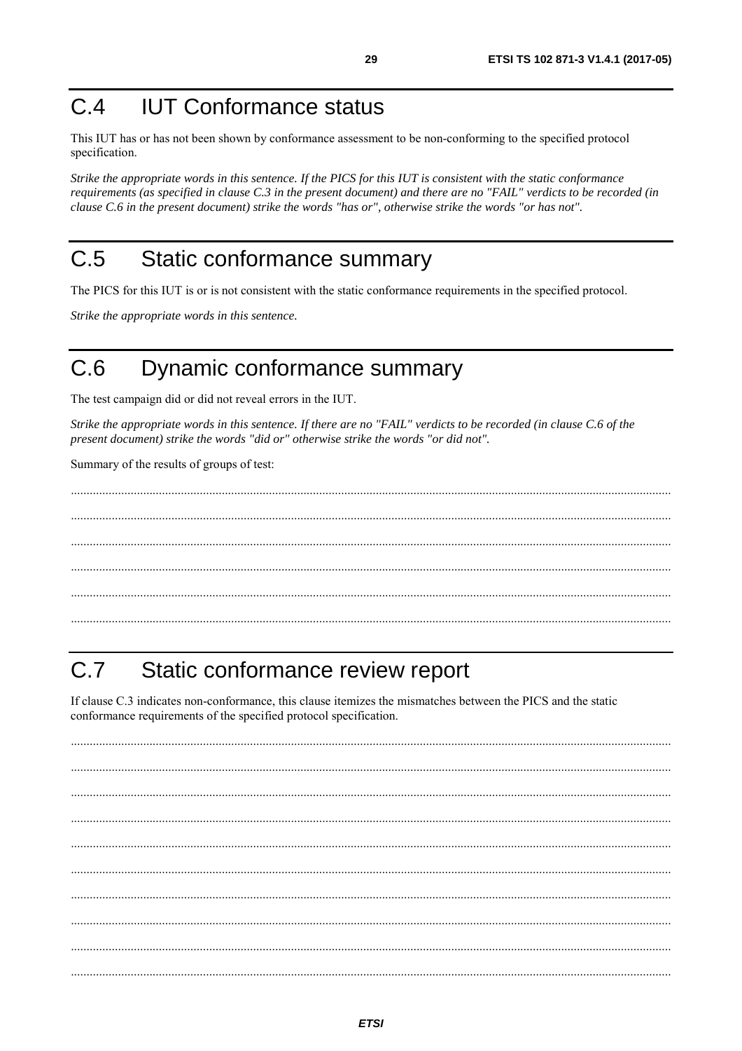# C.4 IUT Conformance status

This IUT has or has not been shown by conformance assessment to be non-conforming to the specified protocol specification.

*Strike the appropriate words in this sentence. If the PICS for this IUT is consistent with the static conformance requirements (as specified in clause C.3 in the present document) and there are no "FAIL" verdicts to be recorded (in clause C.6 in the present document) strike the words "has or", otherwise strike the words "or has not".*

# C.5 Static conformance summary

The PICS for this IUT is or is not consistent with the static conformance requirements in the specified protocol.

*Strike the appropriate words in this sentence.*

# C.6 Dynamic conformance summary

The test campaign did or did not reveal errors in the IUT.

*Strike the appropriate words in this sentence. If there are no "FAIL" verdicts to be recorded (in clause C.6 of the present document) strike the words "did or" otherwise strike the words "or did not".*

Summary of the results of groups of test:

..........................................................................................................................................................................................

..........................................................................................................................................................................................

..........................................................................................................................................................................................

..........................................................................................................................................................................................

..........................................................................................................................................................................................

..........................................................................................................................................................................................

# C.7 Static conformance review report

If clause C.3 indicates non-conformance, this clause itemizes the mismatches between the PICS and the static conformance requirements of the specified protocol specification.

..........................................................................................................................................................................................

..........................................................................................................................................................................................

..........................................................................................................................................................................................

..........................................................................................................................................................................................

..........................................................................................................................................................................................

..........................................................................................................................................................................................

..........................................................................................................................................................................................

..........................................................................................................................................................................................

..........................................................................................................................................................................................

..........................................................................................................................................................................................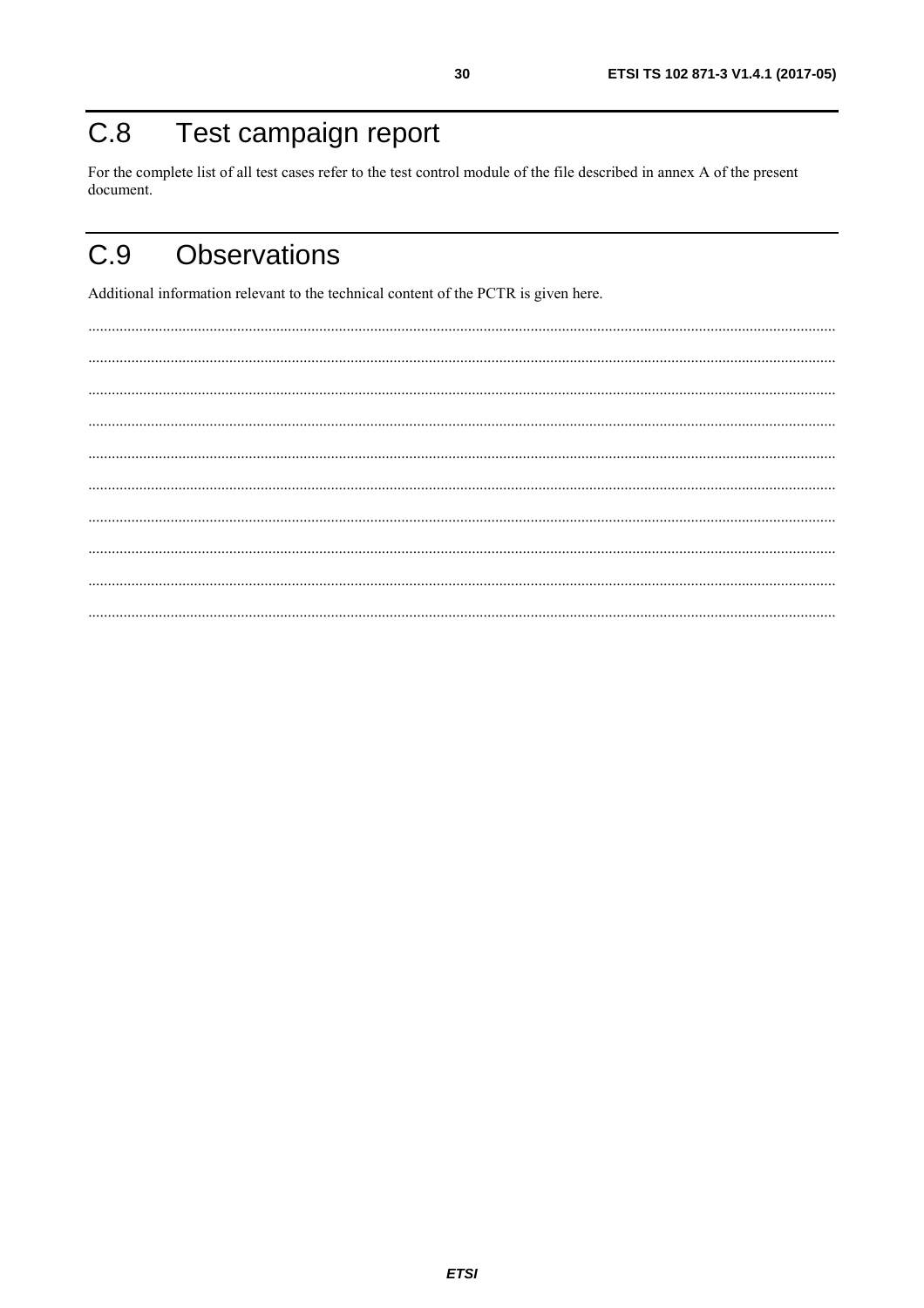# C.8 Test campaign report

For the complete list of all test cases refer to the test control module of the file described in annex A of the present document.

# C.9 Observations

Additional information relevant to the technical content of the PCTR is given here.

..........................................................................................................................................................................................

..........................................................................................................................................................................................

..........................................................................................................................................................................................

..........................................................................................................................................................................................

..........................................................................................................................................................................................

..........................................................................................................................................................................................

..........................................................................................................................................................................................

..........................................................................................................................................................................................

..........................................................................................................................................................................................

..........................................................................................................................................................................................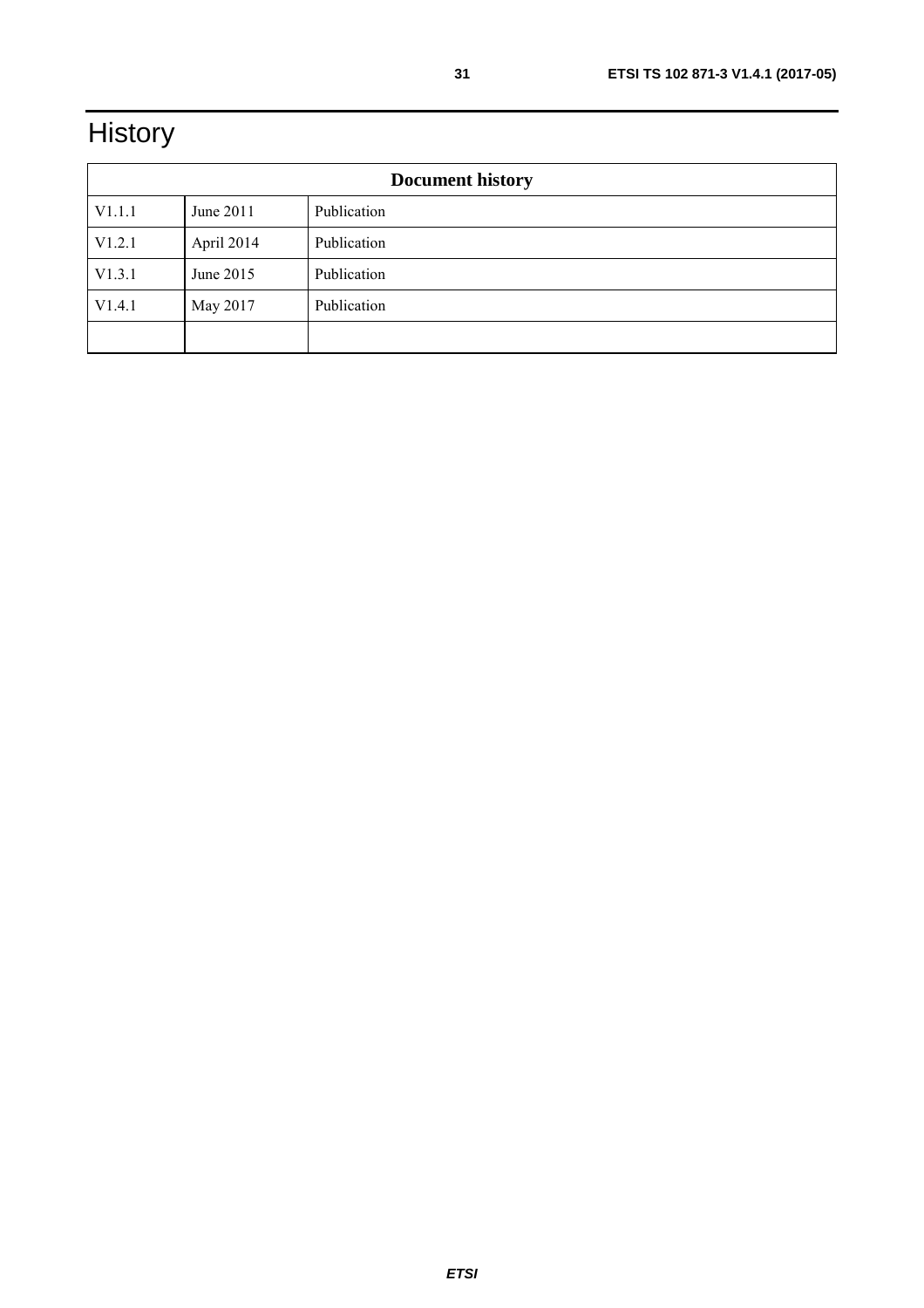# History

| Document history | | |
|---|---|---|
| V1.1.1 | June 2011 | Publication |
| V1.2.1 | April 2014 | Publication |
| V1.3.1 | June 2015 | Publication |
| V1.4.1 | May 2017 | Publication |
| | | |